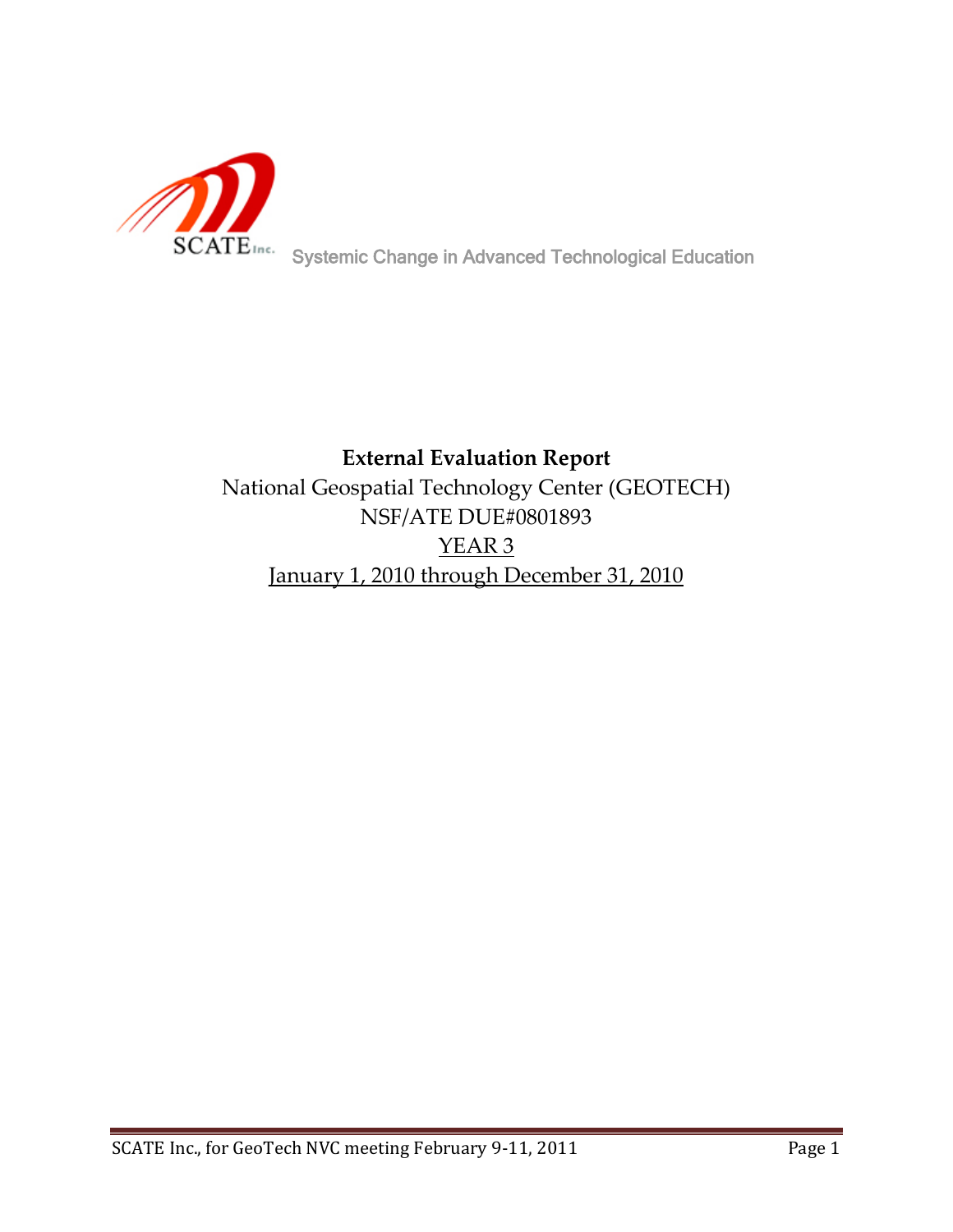SCATE Inc. Systemic Change in Advanced Technological Education

**External Evaluation Report**

National Geospatial Technology Center (GEOTECH)

NSF/ATE DUE#0801893

YEAR 3

January 1, 2010 through December 31, 2010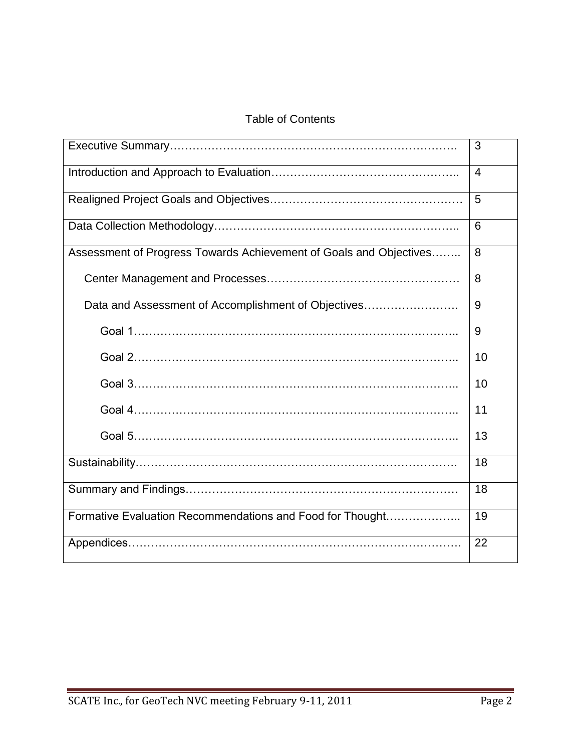# Table of Contents

| | |
|---|---|
| Executive Summary………………………………………………………………… | 3 |
| Introduction and Approach to Evaluation………………………………………….. | 4 |
| Realigned Project Goals and Objectives…………………………………………… | 5 |
| Data Collection Methodology……………………………………………………….. | 6 |
| Assessment of Progress Towards Achievement of Goals and Objectives…….. | 8 |
| Center Management and Processes…………………………………………… | 8 |
| Data and Assessment of Accomplishment of Objectives……………………. | 9 |
| Goal 1………………………………………………………………………….. | 9 |
| Goal 2………………………………………………………………………….. | 10 |
| Goal 3………………………………………………………………………….. | 10 |
| Goal 4………………………………………………………………………….. | 11 |
| Goal 5………………………………………………………………………….. | 13 |
| Sustainability………………………………………………………………………. | 18 |
| Summary and Findings……………………………………………………………… | 18 |
| Formative Evaluation Recommendations and Food for Thought……………….. | 19 |
| Appendices…………………………………………………………………………. | 22 |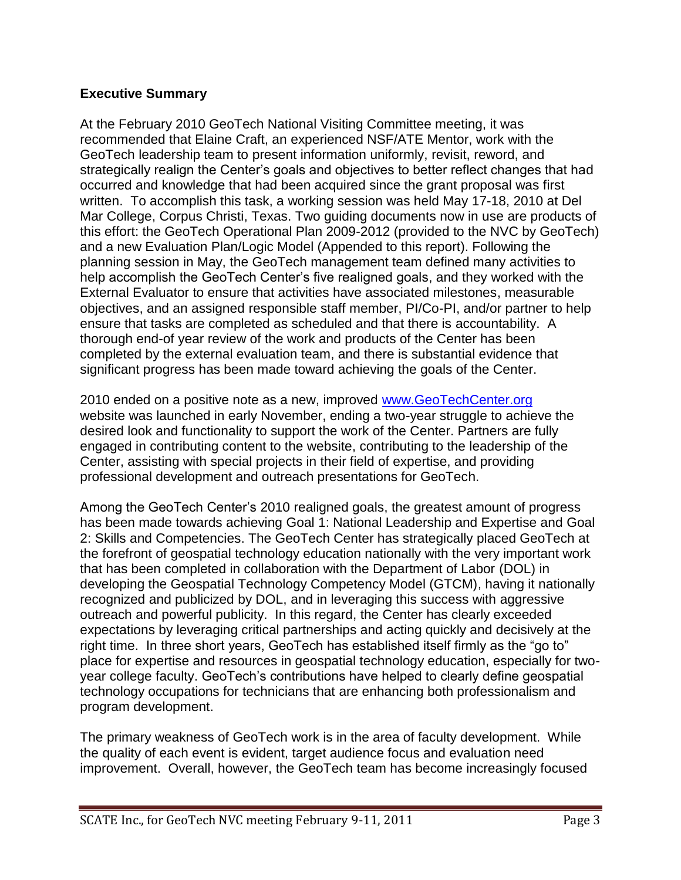## Executive Summary

At the February 2010 GeoTech National Visiting Committee meeting, it was recommended that Elaine Craft, an experienced NSF/ATE Mentor, work with the GeoTech leadership team to present information uniformly, revisit, reword, and strategically realign the Center's goals and objectives to better reflect changes that had occurred and knowledge that had been acquired since the grant proposal was first written. To accomplish this task, a working session was held May 17-18, 2010 at Del Mar College, Corpus Christi, Texas. Two guiding documents now in use are products of this effort: the GeoTech Operational Plan 2009-2012 (provided to the NVC by GeoTech) and a new Evaluation Plan/Logic Model (Appended to this report). Following the planning session in May, the GeoTech management team defined many activities to help accomplish the GeoTech Center's five realigned goals, and they worked with the External Evaluator to ensure that activities have associated milestones, measurable objectives, and an assigned responsible staff member, PI/Co-PI, and/or partner to help ensure that tasks are completed as scheduled and that there is accountability. A thorough end-of year review of the work and products of the Center has been completed by the external evaluation team, and there is substantial evidence that significant progress has been made toward achieving the goals of the Center.

2010 ended on a positive note as a new, improved [www.GeoTechCenter.org](http://www.GeoTechCenter.org) website was launched in early November, ending a two-year struggle to achieve the desired look and functionality to support the work of the Center. Partners are fully engaged in contributing content to the website, contributing to the leadership of the Center, assisting with special projects in their field of expertise, and providing professional development and outreach presentations for GeoTech.

Among the GeoTech Center's 2010 realigned goals, the greatest amount of progress has been made towards achieving Goal 1: National Leadership and Expertise and Goal 2: Skills and Competencies. The GeoTech Center has strategically placed GeoTech at the forefront of geospatial technology education nationally with the very important work that has been completed in collaboration with the Department of Labor (DOL) in developing the Geospatial Technology Competency Model (GTCM), having it nationally recognized and publicized by DOL, and in leveraging this success with aggressive outreach and powerful publicity. In this regard, the Center has clearly exceeded expectations by leveraging critical partnerships and acting quickly and decisively at the right time. In three short years, GeoTech has established itself firmly as the "go to" place for expertise and resources in geospatial technology education, especially for two-year college faculty. GeoTech's contributions have helped to clearly define geospatial technology occupations for technicians that are enhancing both professionalism and program development.

The primary weakness of GeoTech work is in the area of faculty development. While the quality of each event is evident, target audience focus and evaluation need improvement. Overall, however, the GeoTech team has become increasingly focused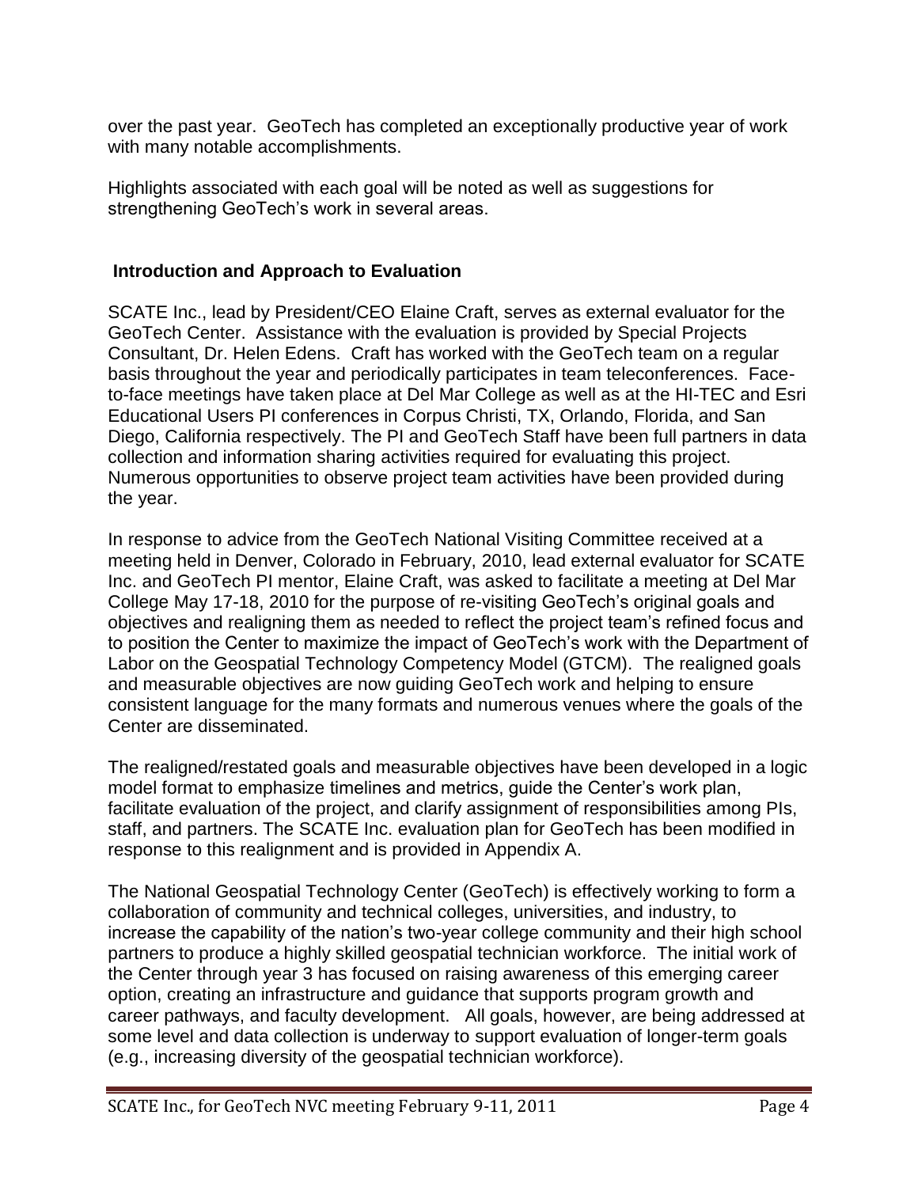over the past year. GeoTech has completed an exceptionally productive year of work with many notable accomplishments.

Highlights associated with each goal will be noted as well as suggestions for strengthening GeoTech's work in several areas.

## Introduction and Approach to Evaluation

SCATE Inc., lead by President/CEO Elaine Craft, serves as external evaluator for the GeoTech Center. Assistance with the evaluation is provided by Special Projects Consultant, Dr. Helen Edens. Craft has worked with the GeoTech team on a regular basis throughout the year and periodically participates in team teleconferences. Face-to-face meetings have taken place at Del Mar College as well as at the HI-TEC and Esri Educational Users PI conferences in Corpus Christi, TX, Orlando, Florida, and San Diego, California respectively. The PI and GeoTech Staff have been full partners in data collection and information sharing activities required for evaluating this project. Numerous opportunities to observe project team activities have been provided during the year.

In response to advice from the GeoTech National Visiting Committee received at a meeting held in Denver, Colorado in February, 2010, lead external evaluator for SCATE Inc. and GeoTech PI mentor, Elaine Craft, was asked to facilitate a meeting at Del Mar College May 17-18, 2010 for the purpose of re-visiting GeoTech's original goals and objectives and realigning them as needed to reflect the project team's refined focus and to position the Center to maximize the impact of GeoTech's work with the Department of Labor on the Geospatial Technology Competency Model (GTCM). The realigned goals and measurable objectives are now guiding GeoTech work and helping to ensure consistent language for the many formats and numerous venues where the goals of the Center are disseminated.

The realigned/restated goals and measurable objectives have been developed in a logic model format to emphasize timelines and metrics, guide the Center's work plan, facilitate evaluation of the project, and clarify assignment of responsibilities among PIs, staff, and partners. The SCATE Inc. evaluation plan for GeoTech has been modified in response to this realignment and is provided in Appendix A.

The National Geospatial Technology Center (GeoTech) is effectively working to form a collaboration of community and technical colleges, universities, and industry, to increase the capability of the nation's two-year college community and their high school partners to produce a highly skilled geospatial technician workforce. The initial work of the Center through year 3 has focused on raising awareness of this emerging career option, creating an infrastructure and guidance that supports program growth and career pathways, and faculty development. All goals, however, are being addressed at some level and data collection is underway to support evaluation of longer-term goals (e.g., increasing diversity of the geospatial technician workforce).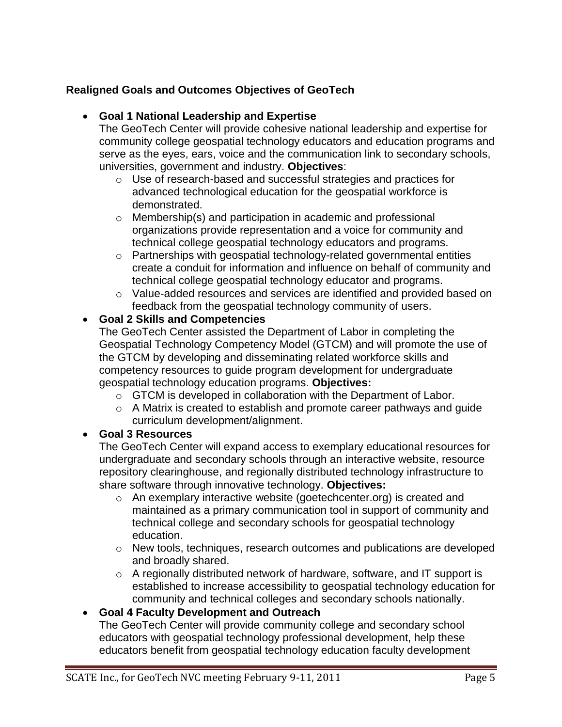**Realigned Goals and Outcomes Objectives of GeoTech**

- **Goal 1 National Leadership and Expertise**
  The GeoTech Center will provide cohesive national leadership and expertise for community college geospatial technology educators and education programs and serve as the eyes, ears, voice and the communication link to secondary schools, universities, government and industry. **Objectives**:
  - Use of research-based and successful strategies and practices for advanced technological education for the geospatial workforce is demonstrated.
  - Membership(s) and participation in academic and professional organizations provide representation and a voice for community and technical college geospatial technology educators and programs.
  - Partnerships with geospatial technology-related governmental entities create a conduit for information and influence on behalf of community and technical college geospatial technology educator and programs.
  - Value-added resources and services are identified and provided based on feedback from the geospatial technology community of users.
- **Goal 2 Skills and Competencies**
  The GeoTech Center assisted the Department of Labor in completing the Geospatial Technology Competency Model (GTCM) and will promote the use of the GTCM by developing and disseminating related workforce skills and competency resources to guide program development for undergraduate geospatial technology education programs. **Objectives:**
  - GTCM is developed in collaboration with the Department of Labor.
  - A Matrix is created to establish and promote career pathways and guide curriculum development/alignment.
- **Goal 3 Resources**
  The GeoTech Center will expand access to exemplary educational resources for undergraduate and secondary schools through an interactive website, resource repository clearinghouse, and regionally distributed technology infrastructure to share software through innovative technology. **Objectives:**
  - An exemplary interactive website (goetechcenter.org) is created and maintained as a primary communication tool in support of community and technical college and secondary schools for geospatial technology education.
  - New tools, techniques, research outcomes and publications are developed and broadly shared.
  - A regionally distributed network of hardware, software, and IT support is established to increase accessibility to geospatial technology education for community and technical colleges and secondary schools nationally.
- **Goal 4 Faculty Development and Outreach**
  The GeoTech Center will provide community college and secondary school educators with geospatial technology professional development, help these educators benefit from geospatial technology education faculty development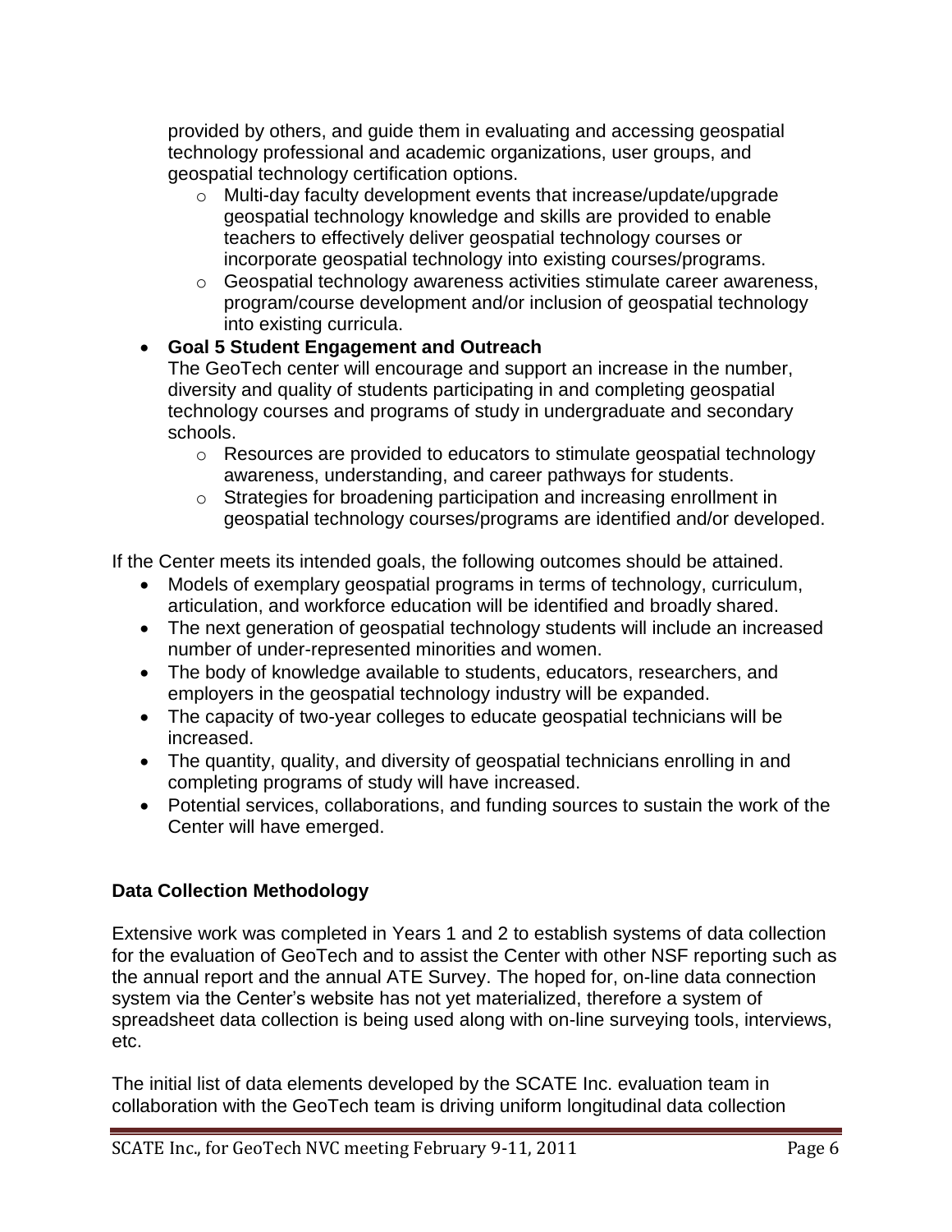provided by others, and guide them in evaluating and accessing geospatial technology professional and academic organizations, user groups, and geospatial technology certification options.

  - Multi-day faculty development events that increase/update/upgrade geospatial technology knowledge and skills are provided to enable teachers to effectively deliver geospatial technology courses or incorporate geospatial technology into existing courses/programs.
  - Geospatial technology awareness activities stimulate career awareness, program/course development and/or inclusion of geospatial technology into existing curricula.

- **Goal 5 Student Engagement and Outreach**
  The GeoTech center will encourage and support an increase in the number, diversity and quality of students participating in and completing geospatial technology courses and programs of study in undergraduate and secondary schools.
  - Resources are provided to educators to stimulate geospatial technology awareness, understanding, and career pathways for students.
  - Strategies for broadening participation and increasing enrollment in geospatial technology courses/programs are identified and/or developed.

If the Center meets its intended goals, the following outcomes should be attained.

- Models of exemplary geospatial programs in terms of technology, curriculum, articulation, and workforce education will be identified and broadly shared.
- The next generation of geospatial technology students will include an increased number of under-represented minorities and women.
- The body of knowledge available to students, educators, researchers, and employers in the geospatial technology industry will be expanded.
- The capacity of two-year colleges to educate geospatial technicians will be increased.
- The quantity, quality, and diversity of geospatial technicians enrolling in and completing programs of study will have increased.
- Potential services, collaborations, and funding sources to sustain the work of the Center will have emerged.

**Data Collection Methodology**

Extensive work was completed in Years 1 and 2 to establish systems of data collection for the evaluation of GeoTech and to assist the Center with other NSF reporting such as the annual report and the annual ATE Survey. The hoped for, on-line data connection system via the Center's website has not yet materialized, therefore a system of spreadsheet data collection is being used along with on-line surveying tools, interviews, etc.

The initial list of data elements developed by the SCATE Inc. evaluation team in collaboration with the GeoTech team is driving uniform longitudinal data collection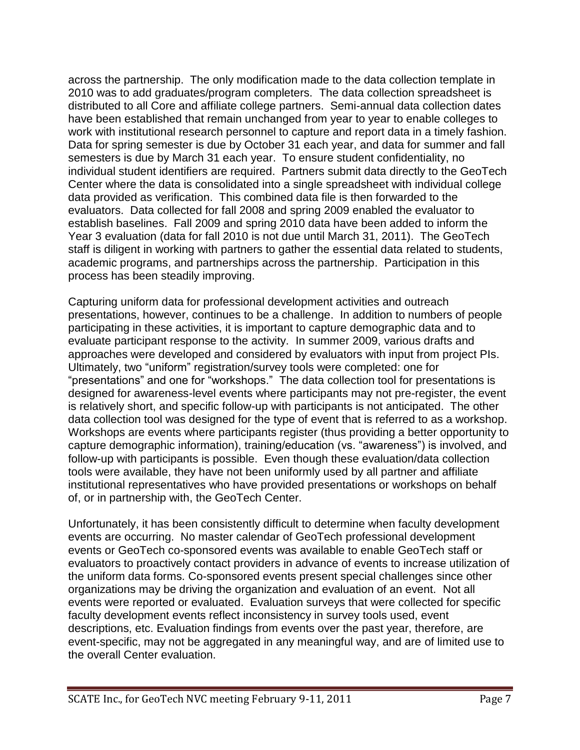across the partnership. The only modification made to the data collection template in 2010 was to add graduates/program completers. The data collection spreadsheet is distributed to all Core and affiliate college partners. Semi-annual data collection dates have been established that remain unchanged from year to year to enable colleges to work with institutional research personnel to capture and report data in a timely fashion. Data for spring semester is due by October 31 each year, and data for summer and fall semesters is due by March 31 each year. To ensure student confidentiality, no individual student identifiers are required. Partners submit data directly to the GeoTech Center where the data is consolidated into a single spreadsheet with individual college data provided as verification. This combined data file is then forwarded to the evaluators. Data collected for fall 2008 and spring 2009 enabled the evaluator to establish baselines. Fall 2009 and spring 2010 data have been added to inform the Year 3 evaluation (data for fall 2010 is not due until March 31, 2011). The GeoTech staff is diligent in working with partners to gather the essential data related to students, academic programs, and partnerships across the partnership. Participation in this process has been steadily improving.

Capturing uniform data for professional development activities and outreach presentations, however, continues to be a challenge. In addition to numbers of people participating in these activities, it is important to capture demographic data and to evaluate participant response to the activity. In summer 2009, various drafts and approaches were developed and considered by evaluators with input from project PIs. Ultimately, two "uniform" registration/survey tools were completed: one for "presentations" and one for "workshops." The data collection tool for presentations is designed for awareness-level events where participants may not pre-register, the event is relatively short, and specific follow-up with participants is not anticipated. The other data collection tool was designed for the type of event that is referred to as a workshop. Workshops are events where participants register (thus providing a better opportunity to capture demographic information), training/education (vs. "awareness") is involved, and follow-up with participants is possible. Even though these evaluation/data collection tools were available, they have not been uniformly used by all partner and affiliate institutional representatives who have provided presentations or workshops on behalf of, or in partnership with, the GeoTech Center.

Unfortunately, it has been consistently difficult to determine when faculty development events are occurring. No master calendar of GeoTech professional development events or GeoTech co-sponsored events was available to enable GeoTech staff or evaluators to proactively contact providers in advance of events to increase utilization of the uniform data forms. Co-sponsored events present special challenges since other organizations may be driving the organization and evaluation of an event. Not all events were reported or evaluated. Evaluation surveys that were collected for specific faculty development events reflect inconsistency in survey tools used, event descriptions, etc. Evaluation findings from events over the past year, therefore, are event-specific, may not be aggregated in any meaningful way, and are of limited use to the overall Center evaluation.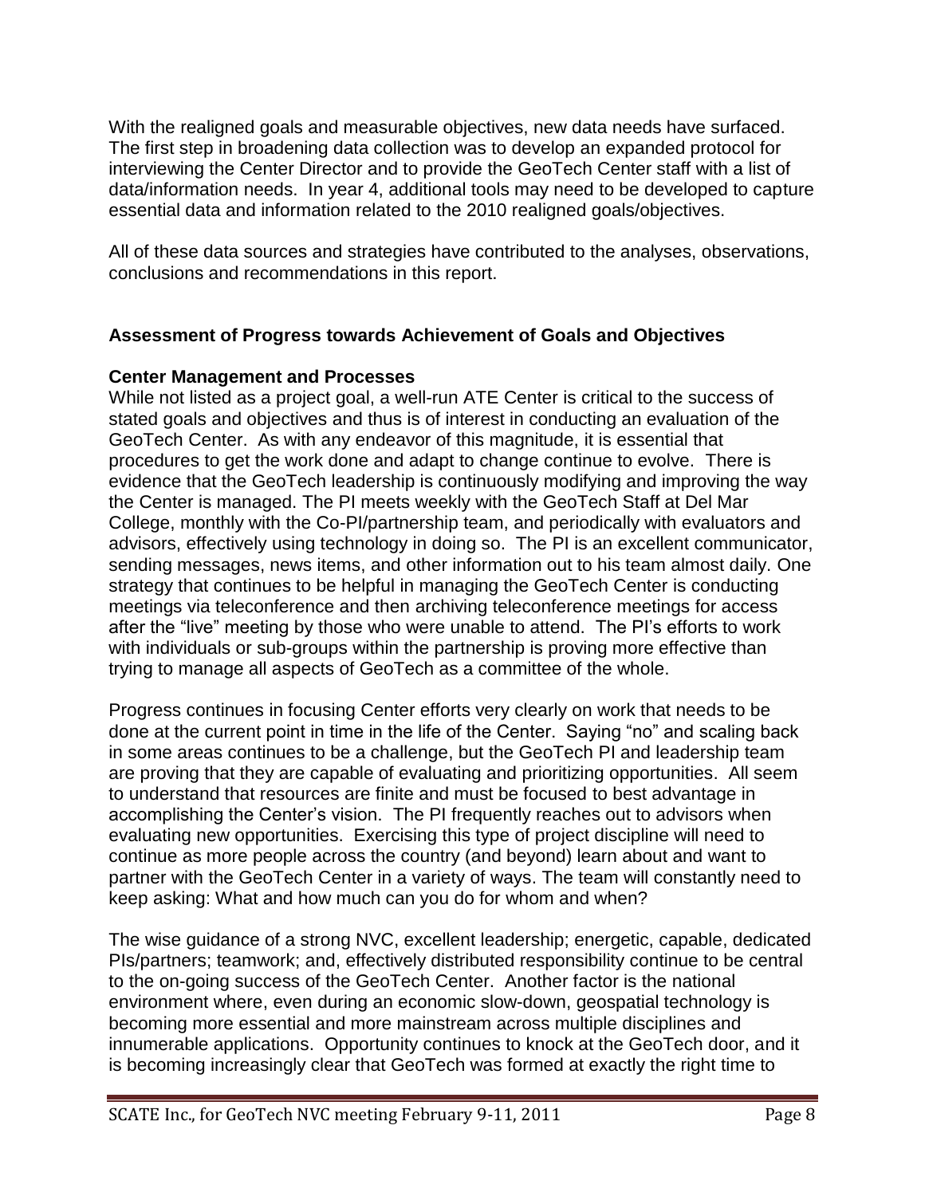With the realigned goals and measurable objectives, new data needs have surfaced. The first step in broadening data collection was to develop an expanded protocol for interviewing the Center Director and to provide the GeoTech Center staff with a list of data/information needs. In year 4, additional tools may need to be developed to capture essential data and information related to the 2010 realigned goals/objectives.

All of these data sources and strategies have contributed to the analyses, observations, conclusions and recommendations in this report.

## Assessment of Progress towards Achievement of Goals and Objectives

### Center Management and Processes

While not listed as a project goal, a well-run ATE Center is critical to the success of stated goals and objectives and thus is of interest in conducting an evaluation of the GeoTech Center. As with any endeavor of this magnitude, it is essential that procedures to get the work done and adapt to change continue to evolve. There is evidence that the GeoTech leadership is continuously modifying and improving the way the Center is managed. The PI meets weekly with the GeoTech Staff at Del Mar College, monthly with the Co-PI/partnership team, and periodically with evaluators and advisors, effectively using technology in doing so. The PI is an excellent communicator, sending messages, news items, and other information out to his team almost daily. One strategy that continues to be helpful in managing the GeoTech Center is conducting meetings via teleconference and then archiving teleconference meetings for access after the "live" meeting by those who were unable to attend. The PI's efforts to work with individuals or sub-groups within the partnership is proving more effective than trying to manage all aspects of GeoTech as a committee of the whole.

Progress continues in focusing Center efforts very clearly on work that needs to be done at the current point in time in the life of the Center. Saying "no" and scaling back in some areas continues to be a challenge, but the GeoTech PI and leadership team are proving that they are capable of evaluating and prioritizing opportunities. All seem to understand that resources are finite and must be focused to best advantage in accomplishing the Center's vision. The PI frequently reaches out to advisors when evaluating new opportunities. Exercising this type of project discipline will need to continue as more people across the country (and beyond) learn about and want to partner with the GeoTech Center in a variety of ways. The team will constantly need to keep asking: What and how much can you do for whom and when?

The wise guidance of a strong NVC, excellent leadership; energetic, capable, dedicated PIs/partners; teamwork; and, effectively distributed responsibility continue to be central to the on-going success of the GeoTech Center. Another factor is the national environment where, even during an economic slow-down, geospatial technology is becoming more essential and more mainstream across multiple disciplines and innumerable applications. Opportunity continues to knock at the GeoTech door, and it is becoming increasingly clear that GeoTech was formed at exactly the right time to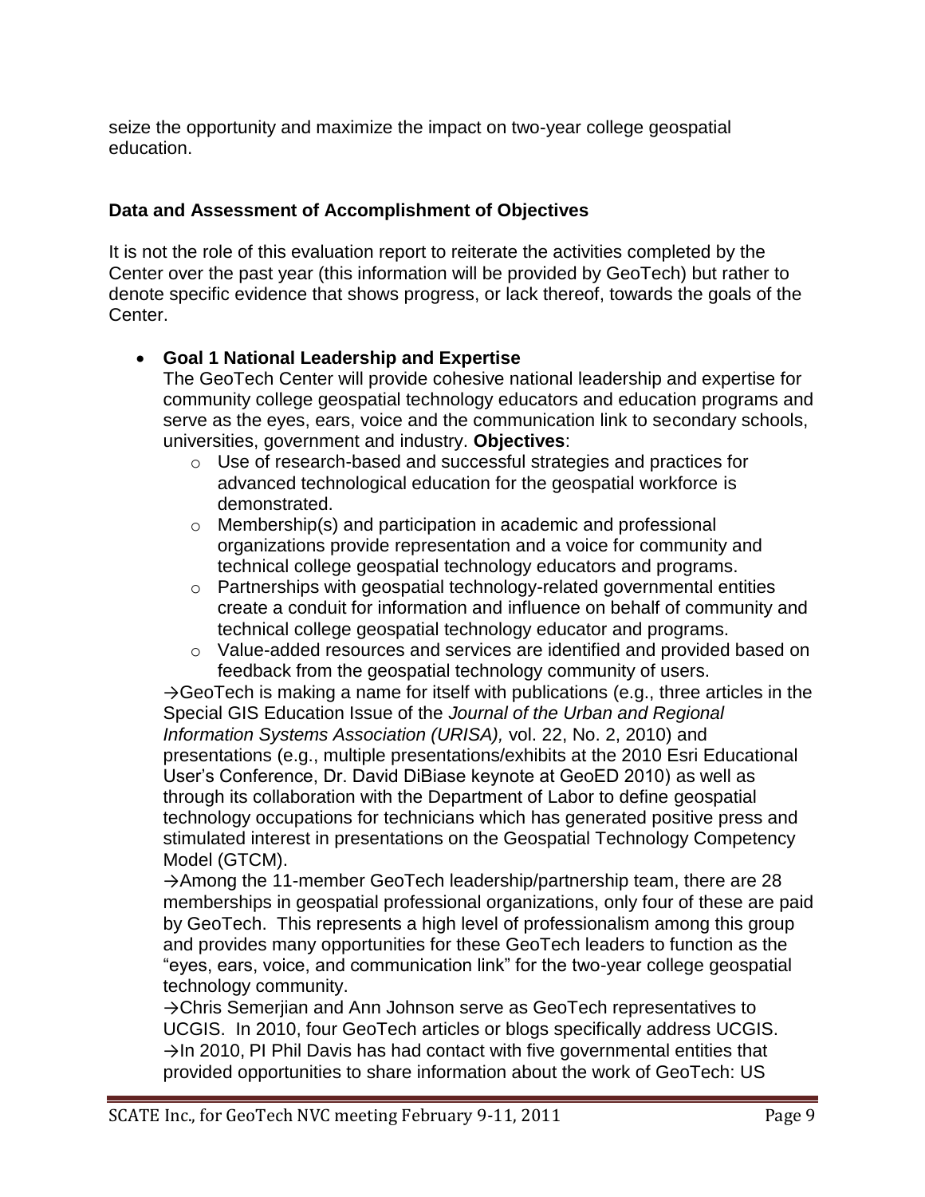seize the opportunity and maximize the impact on two-year college geospatial education.

### Data and Assessment of Accomplishment of Objectives

It is not the role of this evaluation report to reiterate the activities completed by the Center over the past year (this information will be provided by GeoTech) but rather to denote specific evidence that shows progress, or lack thereof, towards the goals of the Center.

- **Goal 1 National Leadership and Expertise**
  The GeoTech Center will provide cohesive national leadership and expertise for community college geospatial technology educators and education programs and serve as the eyes, ears, voice and the communication link to secondary schools, universities, government and industry. **Objectives**:
  - Use of research-based and successful strategies and practices for advanced technological education for the geospatial workforce is demonstrated.
  - Membership(s) and participation in academic and professional organizations provide representation and a voice for community and technical college geospatial technology educators and programs.
  - Partnerships with geospatial technology-related governmental entities create a conduit for information and influence on behalf of community and technical college geospatial technology educator and programs.
  - Value-added resources and services are identified and provided based on feedback from the geospatial technology community of users.

  →GeoTech is making a name for itself with publications (e.g., three articles in the Special GIS Education Issue of the *Journal of the Urban and Regional Information Systems Association (URISA),* vol. 22, No. 2, 2010) and presentations (e.g., multiple presentations/exhibits at the 2010 Esri Educational User's Conference, Dr. David DiBiase keynote at GeoED 2010) as well as through its collaboration with the Department of Labor to define geospatial technology occupations for technicians which has generated positive press and stimulated interest in presentations on the Geospatial Technology Competency Model (GTCM).

  →Among the 11-member GeoTech leadership/partnership team, there are 28 memberships in geospatial professional organizations, only four of these are paid by GeoTech. This represents a high level of professionalism among this group and provides many opportunities for these GeoTech leaders to function as the "eyes, ears, voice, and communication link" for the two-year college geospatial technology community.

  →Chris Semerjian and Ann Johnson serve as GeoTech representatives to UCGIS. In 2010, four GeoTech articles or blogs specifically address UCGIS.

  →In 2010, PI Phil Davis has had contact with five governmental entities that provided opportunities to share information about the work of GeoTech: US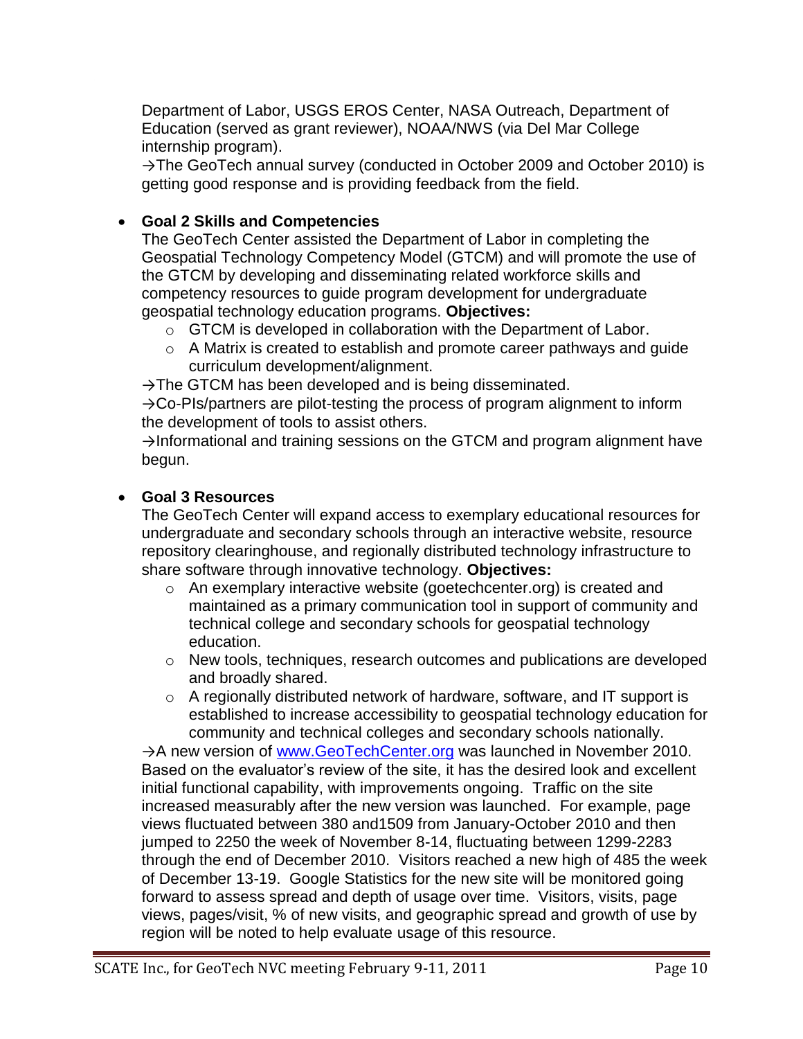Department of Labor, USGS EROS Center, NASA Outreach, Department of Education (served as grant reviewer), NOAA/NWS (via Del Mar College internship program).

→The GeoTech annual survey (conducted in October 2009 and October 2010) is getting good response and is providing feedback from the field.

- **Goal 2 Skills and Competencies**

  The GeoTech Center assisted the Department of Labor in completing the Geospatial Technology Competency Model (GTCM) and will promote the use of the GTCM by developing and disseminating related workforce skills and competency resources to guide program development for undergraduate geospatial technology education programs. **Objectives:**
  - GTCM is developed in collaboration with the Department of Labor.
  - A Matrix is created to establish and promote career pathways and guide curriculum development/alignment.

  →The GTCM has been developed and is being disseminated.

  →Co-PIs/partners are pilot-testing the process of program alignment to inform the development of tools to assist others.

  →Informational and training sessions on the GTCM and program alignment have begun.

- **Goal 3 Resources**

  The GeoTech Center will expand access to exemplary educational resources for undergraduate and secondary schools through an interactive website, resource repository clearinghouse, and regionally distributed technology infrastructure to share software through innovative technology. **Objectives:**
  - An exemplary interactive website (goetechcenter.org) is created and maintained as a primary communication tool in support of community and technical college and secondary schools for geospatial technology education.
  - New tools, techniques, research outcomes and publications are developed and broadly shared.
  - A regionally distributed network of hardware, software, and IT support is established to increase accessibility to geospatial technology education for community and technical colleges and secondary schools nationally.

  →A new version of [www.GeoTechCenter.org](http://www.GeoTechCenter.org) was launched in November 2010. Based on the evaluator's review of the site, it has the desired look and excellent initial functional capability, with improvements ongoing. Traffic on the site increased measurably after the new version was launched. For example, page views fluctuated between 380 and1509 from January-October 2010 and then jumped to 2250 the week of November 8-14, fluctuating between 1299-2283 through the end of December 2010. Visitors reached a new high of 485 the week of December 13-19. Google Statistics for the new site will be monitored going forward to assess spread and depth of usage over time. Visitors, visits, page views, pages/visit, % of new visits, and geographic spread and growth of use by region will be noted to help evaluate usage of this resource.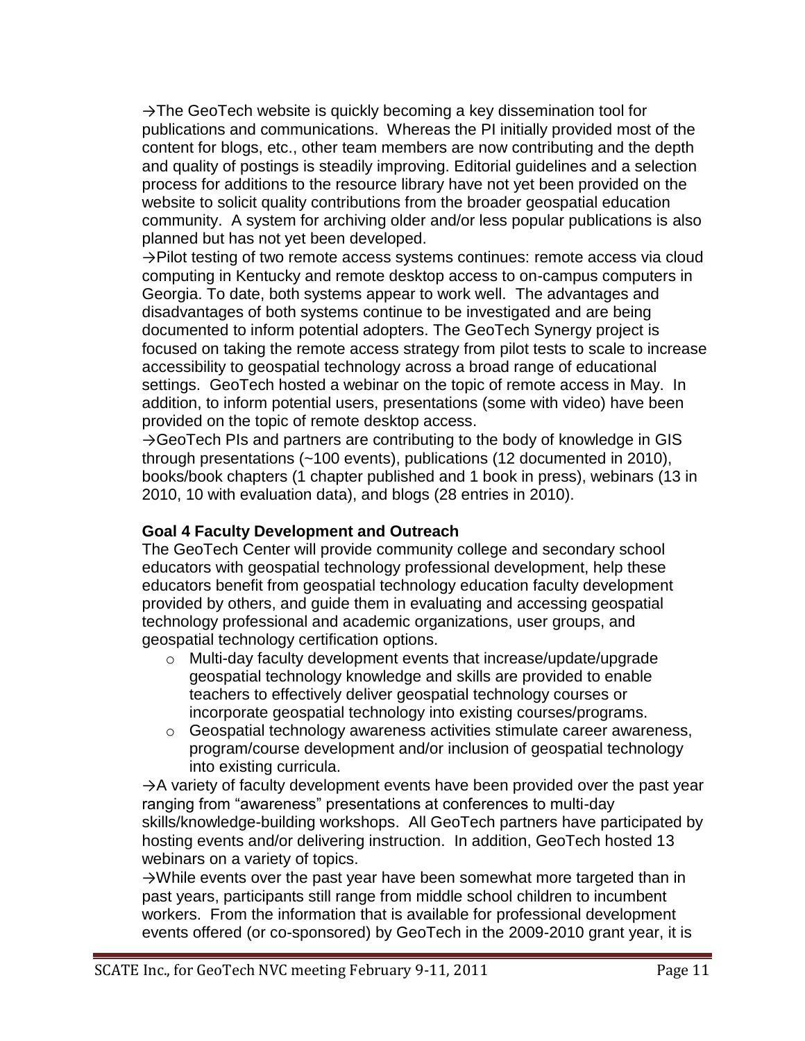→The GeoTech website is quickly becoming a key dissemination tool for publications and communications. Whereas the PI initially provided most of the content for blogs, etc., other team members are now contributing and the depth and quality of postings is steadily improving. Editorial guidelines and a selection process for additions to the resource library have not yet been provided on the website to solicit quality contributions from the broader geospatial education community. A system for archiving older and/or less popular publications is also planned but has not yet been developed.

→Pilot testing of two remote access systems continues: remote access via cloud computing in Kentucky and remote desktop access to on-campus computers in Georgia. To date, both systems appear to work well. The advantages and disadvantages of both systems continue to be investigated and are being documented to inform potential adopters. The GeoTech Synergy project is focused on taking the remote access strategy from pilot tests to scale to increase accessibility to geospatial technology across a broad range of educational settings. GeoTech hosted a webinar on the topic of remote access in May. In addition, to inform potential users, presentations (some with video) have been provided on the topic of remote desktop access.

→GeoTech PIs and partners are contributing to the body of knowledge in GIS through presentations (~100 events), publications (12 documented in 2010), books/book chapters (1 chapter published and 1 book in press), webinars (13 in 2010, 10 with evaluation data), and blogs (28 entries in 2010).

**Goal 4 Faculty Development and Outreach**

The GeoTech Center will provide community college and secondary school educators with geospatial technology professional development, help these educators benefit from geospatial technology education faculty development provided by others, and guide them in evaluating and accessing geospatial technology professional and academic organizations, user groups, and geospatial technology certification options.

- Multi-day faculty development events that increase/update/upgrade geospatial technology knowledge and skills are provided to enable teachers to effectively deliver geospatial technology courses or incorporate geospatial technology into existing courses/programs.
- Geospatial technology awareness activities stimulate career awareness, program/course development and/or inclusion of geospatial technology into existing curricula.

→A variety of faculty development events have been provided over the past year ranging from "awareness" presentations at conferences to multi-day skills/knowledge-building workshops. All GeoTech partners have participated by hosting events and/or delivering instruction. In addition, GeoTech hosted 13 webinars on a variety of topics.

→While events over the past year have been somewhat more targeted than in past years, participants still range from middle school children to incumbent workers. From the information that is available for professional development events offered (or co-sponsored) by GeoTech in the 2009-2010 grant year, it is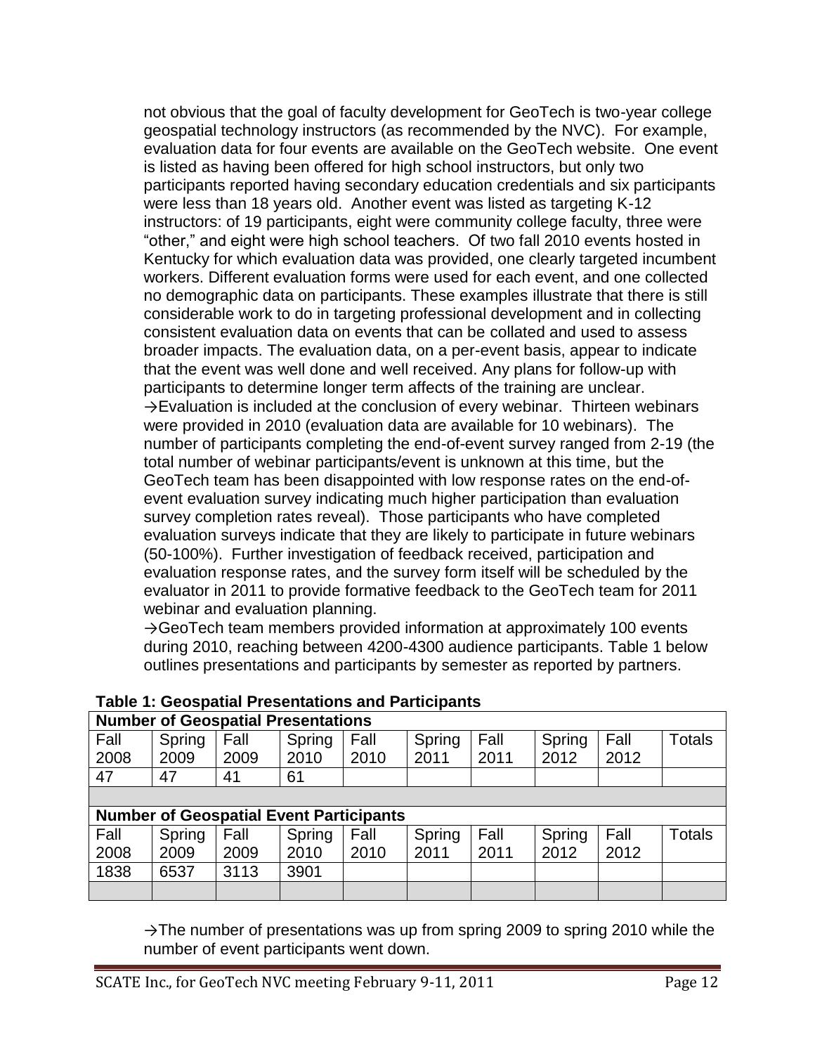not obvious that the goal of faculty development for GeoTech is two-year college geospatial technology instructors (as recommended by the NVC). For example, evaluation data for four events are available on the GeoTech website. One event is listed as having been offered for high school instructors, but only two participants reported having secondary education credentials and six participants were less than 18 years old. Another event was listed as targeting K-12 instructors: of 19 participants, eight were community college faculty, three were "other," and eight were high school teachers. Of two fall 2010 events hosted in Kentucky for which evaluation data was provided, one clearly targeted incumbent workers. Different evaluation forms were used for each event, and one collected no demographic data on participants. These examples illustrate that there is still considerable work to do in targeting professional development and in collecting consistent evaluation data on events that can be collated and used to assess broader impacts. The evaluation data, on a per-event basis, appear to indicate that the event was well done and well received. Any plans for follow-up with participants to determine longer term affects of the training are unclear.

→Evaluation is included at the conclusion of every webinar. Thirteen webinars were provided in 2010 (evaluation data are available for 10 webinars). The number of participants completing the end-of-event survey ranged from 2-19 (the total number of webinar participants/event is unknown at this time, but the GeoTech team has been disappointed with low response rates on the end-of-event evaluation survey indicating much higher participation than evaluation survey completion rates reveal). Those participants who have completed evaluation surveys indicate that they are likely to participate in future webinars (50-100%). Further investigation of feedback received, participation and evaluation response rates, and the survey form itself will be scheduled by the evaluator in 2011 to provide formative feedback to the GeoTech team for 2011 webinar and evaluation planning.

→GeoTech team members provided information at approximately 100 events during 2010, reaching between 4200-4300 audience participants. Table 1 below outlines presentations and participants by semester as reported by partners.

**Table 1: Geospatial Presentations and Participants**

| **Number of Geospatial Presentations** | | | | | | | | | |
|---|---|---|---|---|---|---|---|---|---|
| Fall 2008 | Spring 2009 | Fall 2009 | Spring 2010 | Fall 2010 | Spring 2011 | Fall 2011 | Spring 2012 | Fall 2012 | Totals |
| 47 | 47 | 41 | 61 | | | | | | |
| | | | | | | | | | |
| **Number of Geospatial Event Participants** | | | | | | | | | |
| Fall 2008 | Spring 2009 | Fall 2009 | Spring 2010 | Fall 2010 | Spring 2011 | Fall 2011 | Spring 2012 | Fall 2012 | Totals |
| 1838 | 6537 | 3113 | 3901 | | | | | | |
| | | | | | | | | | |

→The number of presentations was up from spring 2009 to spring 2010 while the number of event participants went down.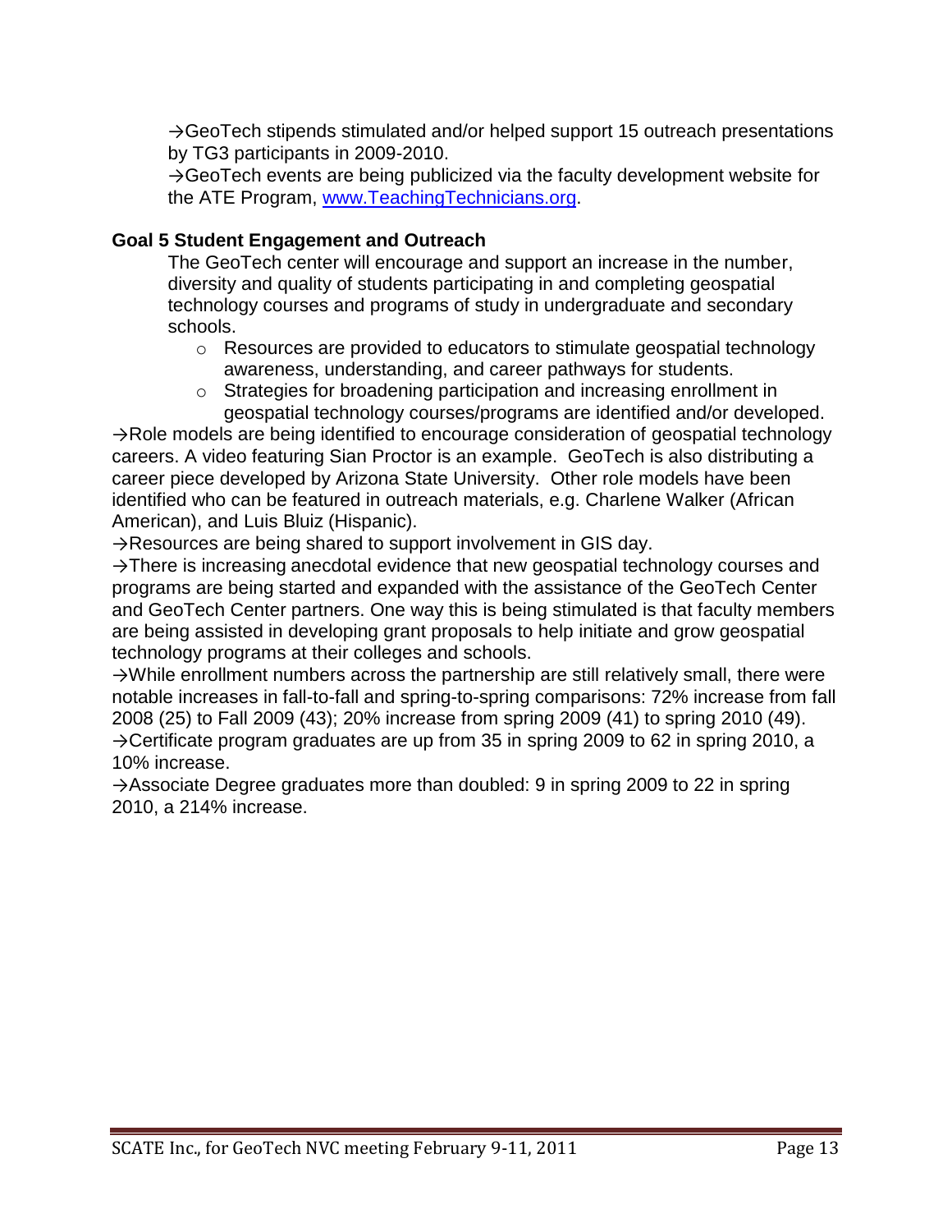→GeoTech stipends stimulated and/or helped support 15 outreach presentations by TG3 participants in 2009-2010.

→GeoTech events are being publicized via the faculty development website for the ATE Program, [www.TeachingTechnicians.org](http://www.TeachingTechnicians.org).

**Goal 5 Student Engagement and Outreach**

The GeoTech center will encourage and support an increase in the number, diversity and quality of students participating in and completing geospatial technology courses and programs of study in undergraduate and secondary schools.

- Resources are provided to educators to stimulate geospatial technology awareness, understanding, and career pathways for students.
- Strategies for broadening participation and increasing enrollment in geospatial technology courses/programs are identified and/or developed.

→Role models are being identified to encourage consideration of geospatial technology careers. A video featuring Sian Proctor is an example. GeoTech is also distributing a career piece developed by Arizona State University. Other role models have been identified who can be featured in outreach materials, e.g. Charlene Walker (African American), and Luis Bluiz (Hispanic).

→Resources are being shared to support involvement in GIS day.

→There is increasing anecdotal evidence that new geospatial technology courses and programs are being started and expanded with the assistance of the GeoTech Center and GeoTech Center partners. One way this is being stimulated is that faculty members are being assisted in developing grant proposals to help initiate and grow geospatial technology programs at their colleges and schools.

→While enrollment numbers across the partnership are still relatively small, there were notable increases in fall-to-fall and spring-to-spring comparisons: 72% increase from fall 2008 (25) to Fall 2009 (43); 20% increase from spring 2009 (41) to spring 2010 (49).

→Certificate program graduates are up from 35 in spring 2009 to 62 in spring 2010, a 10% increase.

→Associate Degree graduates more than doubled: 9 in spring 2009 to 22 in spring 2010, a 214% increase.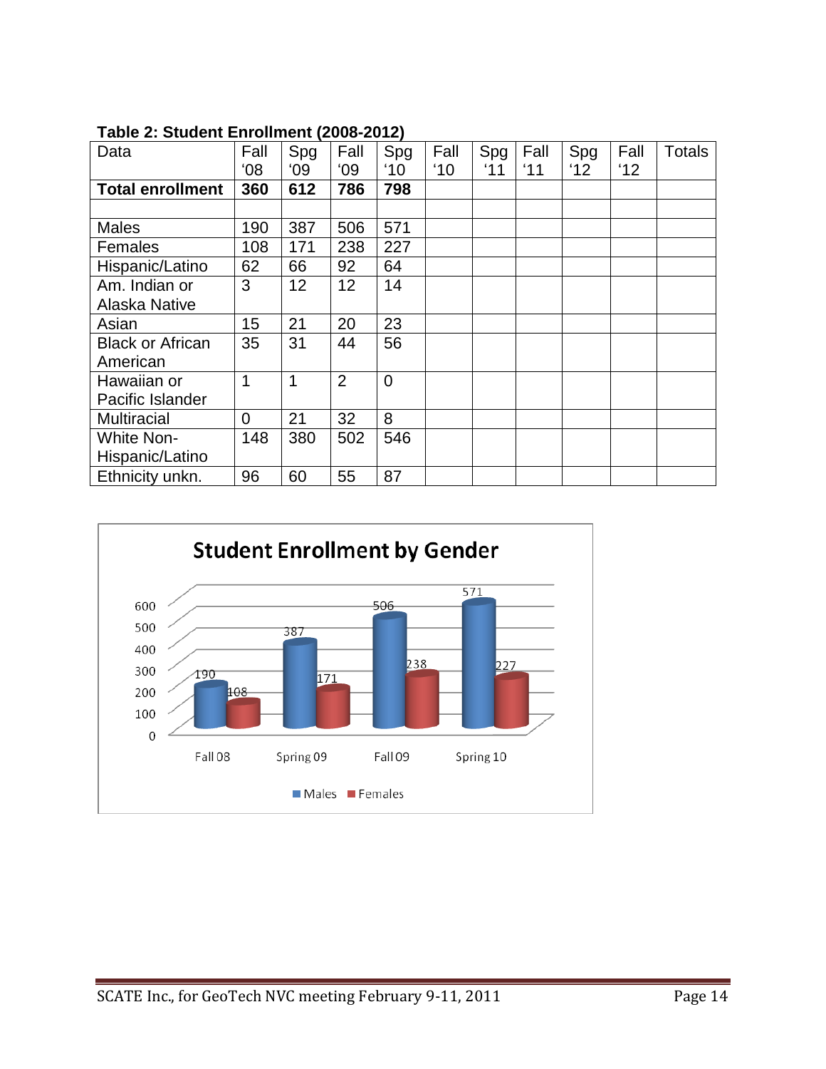**Table 2: Student Enrollment (2008-2012)**

| Data | Fall '08 | Spg '09 | Fall '09 | Spg '10 | Fall '10 | Spg '11 | Fall '11 | Spg '12 | Fall '12 | Totals |
|---|---|---|---|---|---|---|---|---|---|---|
| **Total enrollment** | **360** | **612** | **786** | **798** | | | | | | |
| | | | | | | | | | | |
| Males | 190 | 387 | 506 | 571 | | | | | | |
| Females | 108 | 171 | 238 | 227 | | | | | | |
| Hispanic/Latino | 62 | 66 | 92 | 64 | | | | | | |
| Am. Indian or Alaska Native | 3 | 12 | 12 | 14 | | | | | | |
| Asian | 15 | 21 | 20 | 23 | | | | | | |
| Black or African American | 35 | 31 | 44 | 56 | | | | | | |
| Hawaiian or Pacific Islander | 1 | 1 | 2 | 0 | | | | | | |
| Multiracial | 0 | 21 | 32 | 8 | | | | | | |
| White Non-Hispanic/Latino | 148 | 380 | 502 | 546 | | | | | | |
| Ethnicity unkn. | 96 | 60 | 55 | 87 | | | | | | |

**Student Enrollment by Gender**

| | Fall 08 | Spring 09 | Fall 09 | Spring 10 |
|---|---|---|---|---|
| Males | 190 | 387 | 506 | 571 |
| Females | 108 | 171 | 238 | 227 |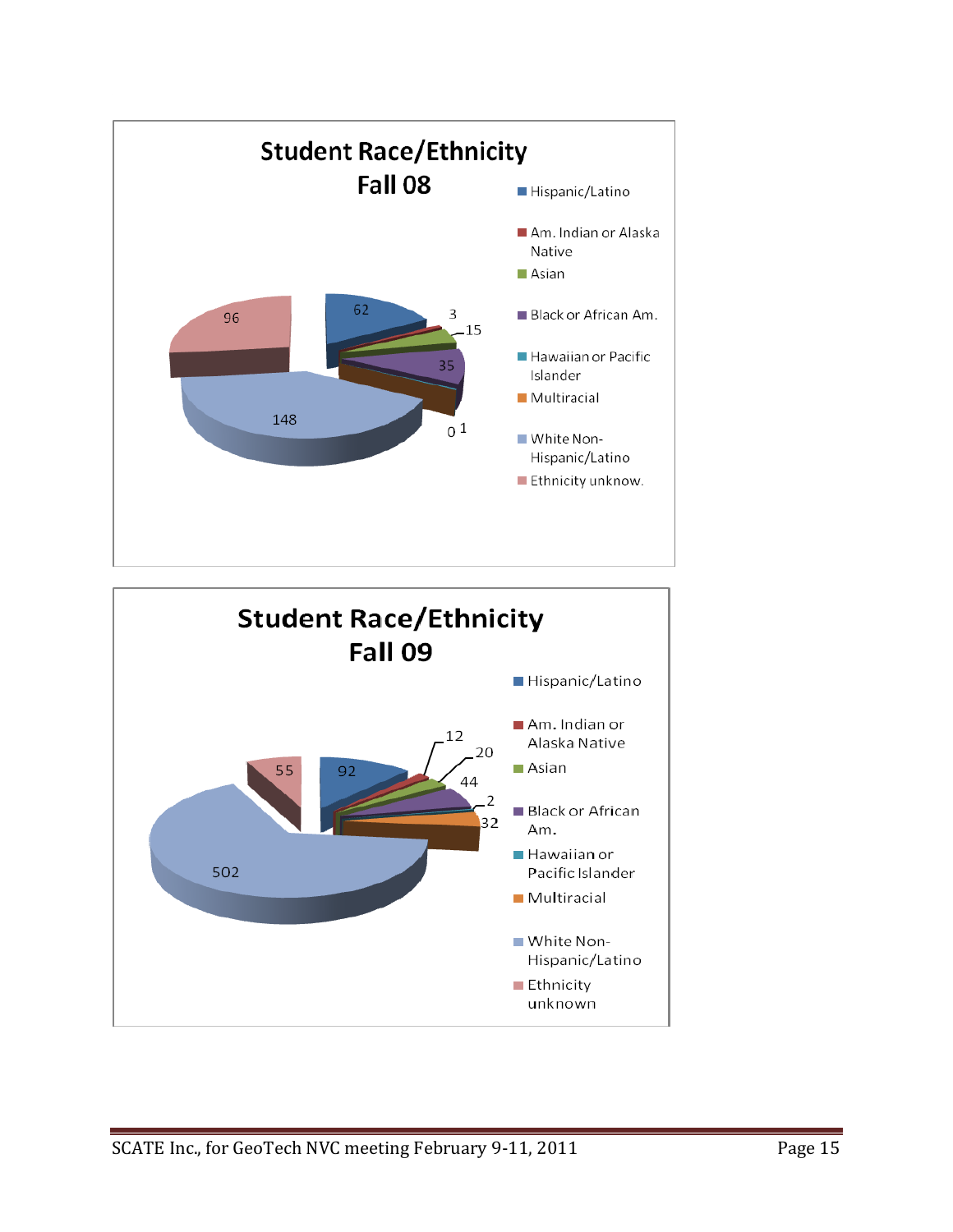## Student Race/Ethnicity Fall 08

| Category | Count |
|---|---|
| Hispanic/Latino | 62 |
| Am. Indian or Alaska Native | 3 |
| Asian | 15 |
| Black or African Am. | 35 |
| Hawaiian or Pacific Islander | 0 |
| Multiracial | 1 |
| White Non-Hispanic/Latino | 148 |
| Ethnicity unknow. | 96 |

## Student Race/Ethnicity Fall 09

| Category | Count |
|---|---|
| Hispanic/Latino | 92 |
| Am. Indian or Alaska Native | 12 |
| Asian | 20 |
| Black or African Am. | 44 |
| Hawaiian or Pacific Islander | 2 |
| Multiracial | 32 |
| White Non-Hispanic/Latino | 502 |
| Ethnicity unknown | 55 |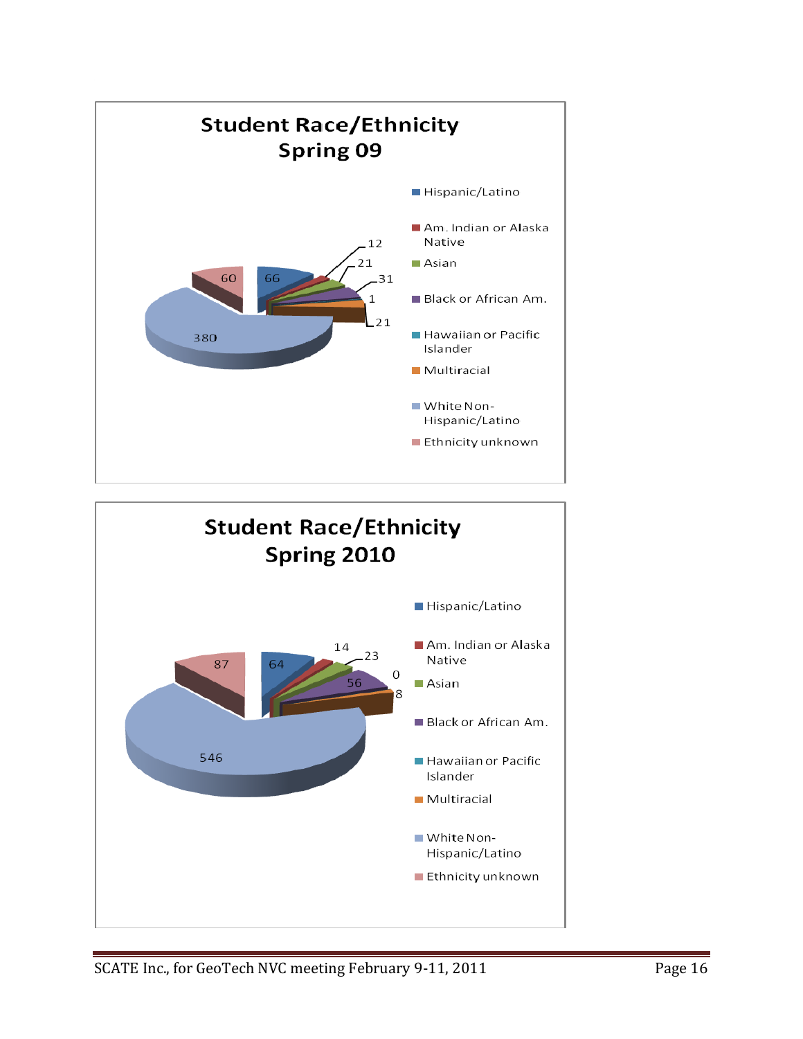## Student Race/Ethnicity Spring 09

| Race/Ethnicity | Count |
|---|---|
| Hispanic/Latino | 66 |
| Am. Indian or Alaska Native | 12 |
| Asian | 21 |
| Black or African Am. | 31 |
| Hawaiian or Pacific Islander | 1 |
| Multiracial | 21 |
| White Non-Hispanic/Latino | 380 |
| Ethnicity unknown | 60 |

## Student Race/Ethnicity Spring 2010

| Race/Ethnicity | Count |
|---|---|
| Hispanic/Latino | 64 |
| Am. Indian or Alaska Native | 14 |
| Asian | 23 |
| Black or African Am. | 56 |
| Hawaiian or Pacific Islander | 0 |
| Multiracial | 8 |
| White Non-Hispanic/Latino | 546 |
| Ethnicity unknown | 87 |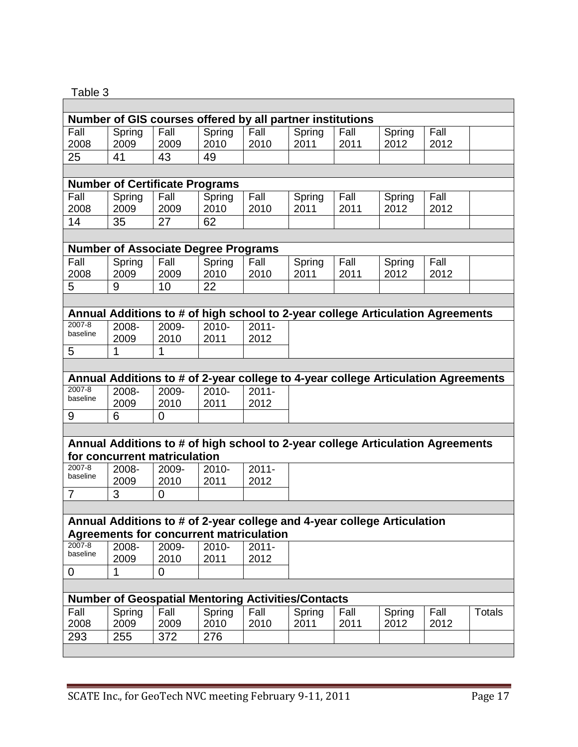Table 3

**Number of GIS courses offered by all partner institutions**

| Fall 2008 | Spring 2009 | Fall 2009 | Spring 2010 | Fall 2010 | Spring 2011 | Fall 2011 | Spring 2012 | Fall 2012 | |
|---|---|---|---|---|---|---|---|---|---|
| 25 | 41 | 43 | 49 | | | | | | |

**Number of Certificate Programs**

| Fall 2008 | Spring 2009 | Fall 2009 | Spring 2010 | Fall 2010 | Spring 2011 | Fall 2011 | Spring 2012 | Fall 2012 | |
|---|---|---|---|---|---|---|---|---|---|
| 14 | 35 | 27 | 62 | | | | | | |

**Number of Associate Degree Programs**

| Fall 2008 | Spring 2009 | Fall 2009 | Spring 2010 | Fall 2010 | Spring 2011 | Fall 2011 | Spring 2012 | Fall 2012 | |
|---|---|---|---|---|---|---|---|---|---|
| 5 | 9 | 10 | 22 | | | | | | |

**Annual Additions to # of high school to 2-year college Articulation Agreements**

| 2007-8 baseline | 2008-2009 | 2009-2010 | 2010-2011 | 2011-2012 |
|---|---|---|---|---|
| 5 | 1 | 1 | | |

**Annual Additions to # of 2-year college to 4-year college Articulation Agreements**

| 2007-8 baseline | 2008-2009 | 2009-2010 | 2010-2011 | 2011-2012 |
|---|---|---|---|---|
| 9 | 6 | 0 | | |

**Annual Additions to # of high school to 2-year college Articulation Agreements for concurrent matriculation**

| 2007-8 baseline | 2008-2009 | 2009-2010 | 2010-2011 | 2011-2012 |
|---|---|---|---|---|
| 7 | 3 | 0 | | |

**Annual Additions to # of 2-year college and 4-year college Articulation Agreements for concurrent matriculation**

| 2007-8 baseline | 2008-2009 | 2009-2010 | 2010-2011 | 2011-2012 |
|---|---|---|---|---|
| 0 | 1 | 0 | | |

**Number of Geospatial Mentoring Activities/Contacts**

| Fall 2008 | Spring 2009 | Fall 2009 | Spring 2010 | Fall 2010 | Spring 2011 | Fall 2011 | Spring 2012 | Fall 2012 | Totals |
|---|---|---|---|---|---|---|---|---|---|
| 293 | 255 | 372 | 276 | | | | | | |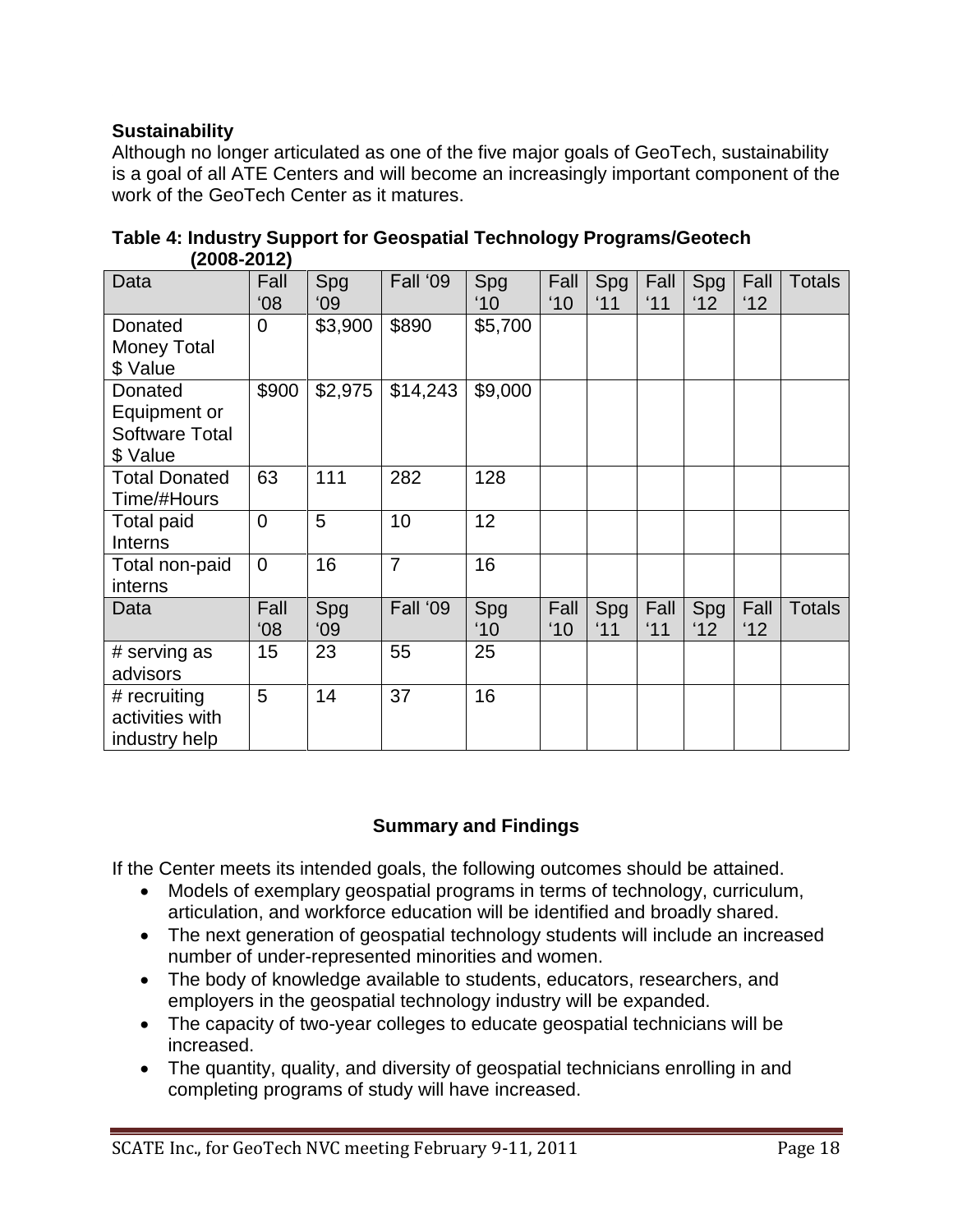**Sustainability**

Although no longer articulated as one of the five major goals of GeoTech, sustainability is a goal of all ATE Centers and will become an increasingly important component of the work of the GeoTech Center as it matures.

**Table 4: Industry Support for Geospatial Technology Programs/Geotech (2008-2012)**

| Data | Fall '08 | Spg '09 | Fall '09 | Spg '10 | Fall '10 | Spg '11 | Fall '11 | Spg '12 | Fall '12 | Totals |
|---|---|---|---|---|---|---|---|---|---|---|
| Donated Money Total $ Value | 0 | $3,900 | $890 | $5,700 | | | | | | |
| Donated Equipment or Software Total $ Value | $900 | $2,975 | $14,243 | $9,000 | | | | | | |
| Total Donated Time/#Hours | 63 | 111 | 282 | 128 | | | | | | |
| Total paid Interns | 0 | 5 | 10 | 12 | | | | | | |
| Total non-paid interns | 0 | 16 | 7 | 16 | | | | | | |
| Data | Fall '08 | Spg '09 | Fall '09 | Spg '10 | Fall '10 | Spg '11 | Fall '11 | Spg '12 | Fall '12 | Totals |
| # serving as advisors | 15 | 23 | 55 | 25 | | | | | | |
| # recruiting activities with industry help | 5 | 14 | 37 | 16 | | | | | | |

## Summary and Findings

If the Center meets its intended goals, the following outcomes should be attained.

- Models of exemplary geospatial programs in terms of technology, curriculum, articulation, and workforce education will be identified and broadly shared.
- The next generation of geospatial technology students will include an increased number of under-represented minorities and women.
- The body of knowledge available to students, educators, researchers, and employers in the geospatial technology industry will be expanded.
- The capacity of two-year colleges to educate geospatial technicians will be increased.
- The quantity, quality, and diversity of geospatial technicians enrolling in and completing programs of study will have increased.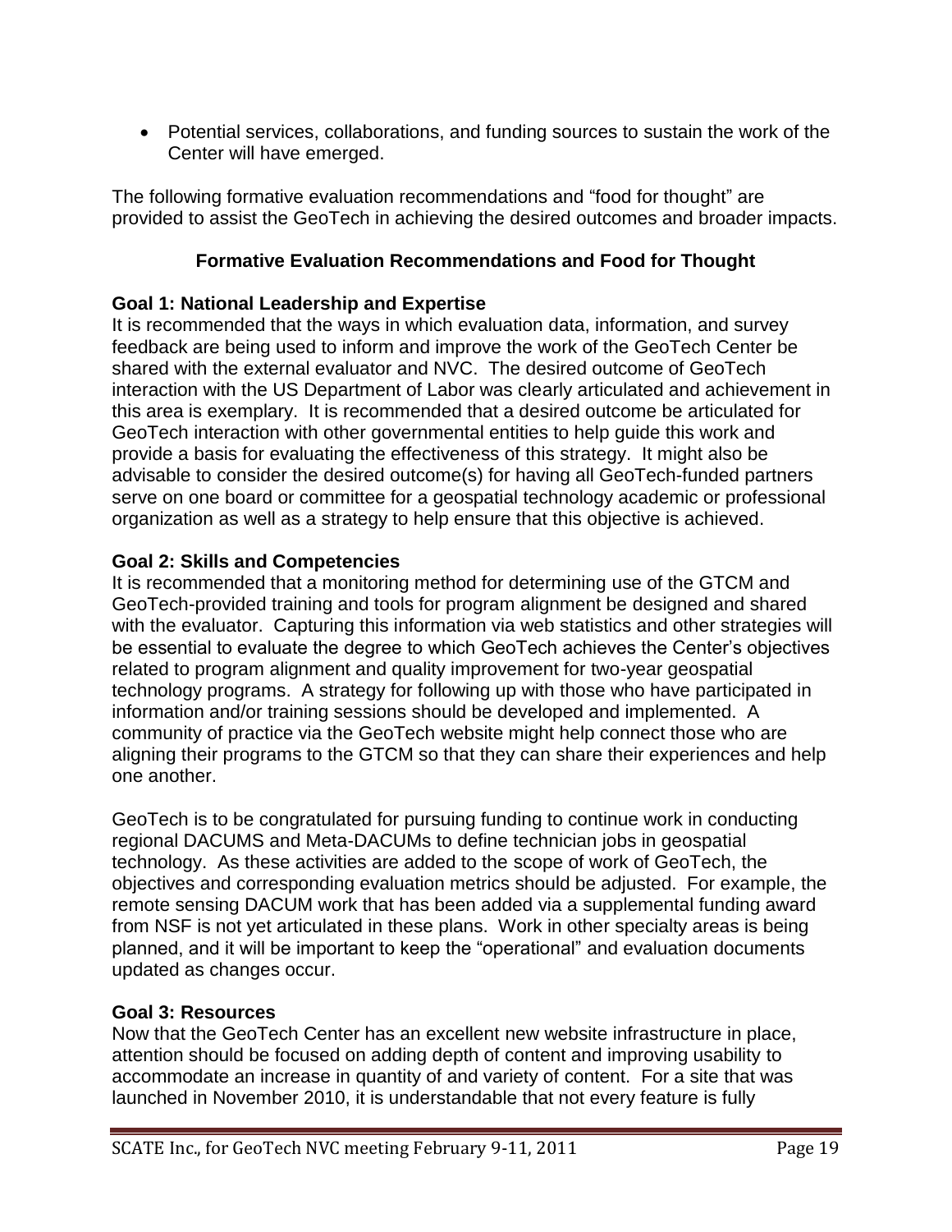- Potential services, collaborations, and funding sources to sustain the work of the Center will have emerged.

The following formative evaluation recommendations and "food for thought" are provided to assist the GeoTech in achieving the desired outcomes and broader impacts.

## Formative Evaluation Recommendations and Food for Thought

### Goal 1: National Leadership and Expertise

It is recommended that the ways in which evaluation data, information, and survey feedback are being used to inform and improve the work of the GeoTech Center be shared with the external evaluator and NVC. The desired outcome of GeoTech interaction with the US Department of Labor was clearly articulated and achievement in this area is exemplary. It is recommended that a desired outcome be articulated for GeoTech interaction with other governmental entities to help guide this work and provide a basis for evaluating the effectiveness of this strategy. It might also be advisable to consider the desired outcome(s) for having all GeoTech-funded partners serve on one board or committee for a geospatial technology academic or professional organization as well as a strategy to help ensure that this objective is achieved.

### Goal 2: Skills and Competencies

It is recommended that a monitoring method for determining use of the GTCM and GeoTech-provided training and tools for program alignment be designed and shared with the evaluator. Capturing this information via web statistics and other strategies will be essential to evaluate the degree to which GeoTech achieves the Center's objectives related to program alignment and quality improvement for two-year geospatial technology programs. A strategy for following up with those who have participated in information and/or training sessions should be developed and implemented. A community of practice via the GeoTech website might help connect those who are aligning their programs to the GTCM so that they can share their experiences and help one another.

GeoTech is to be congratulated for pursuing funding to continue work in conducting regional DACUMS and Meta-DACUMs to define technician jobs in geospatial technology. As these activities are added to the scope of work of GeoTech, the objectives and corresponding evaluation metrics should be adjusted. For example, the remote sensing DACUM work that has been added via a supplemental funding award from NSF is not yet articulated in these plans. Work in other specialty areas is being planned, and it will be important to keep the "operational" and evaluation documents updated as changes occur.

### Goal 3: Resources

Now that the GeoTech Center has an excellent new website infrastructure in place, attention should be focused on adding depth of content and improving usability to accommodate an increase in quantity of and variety of content. For a site that was launched in November 2010, it is understandable that not every feature is fully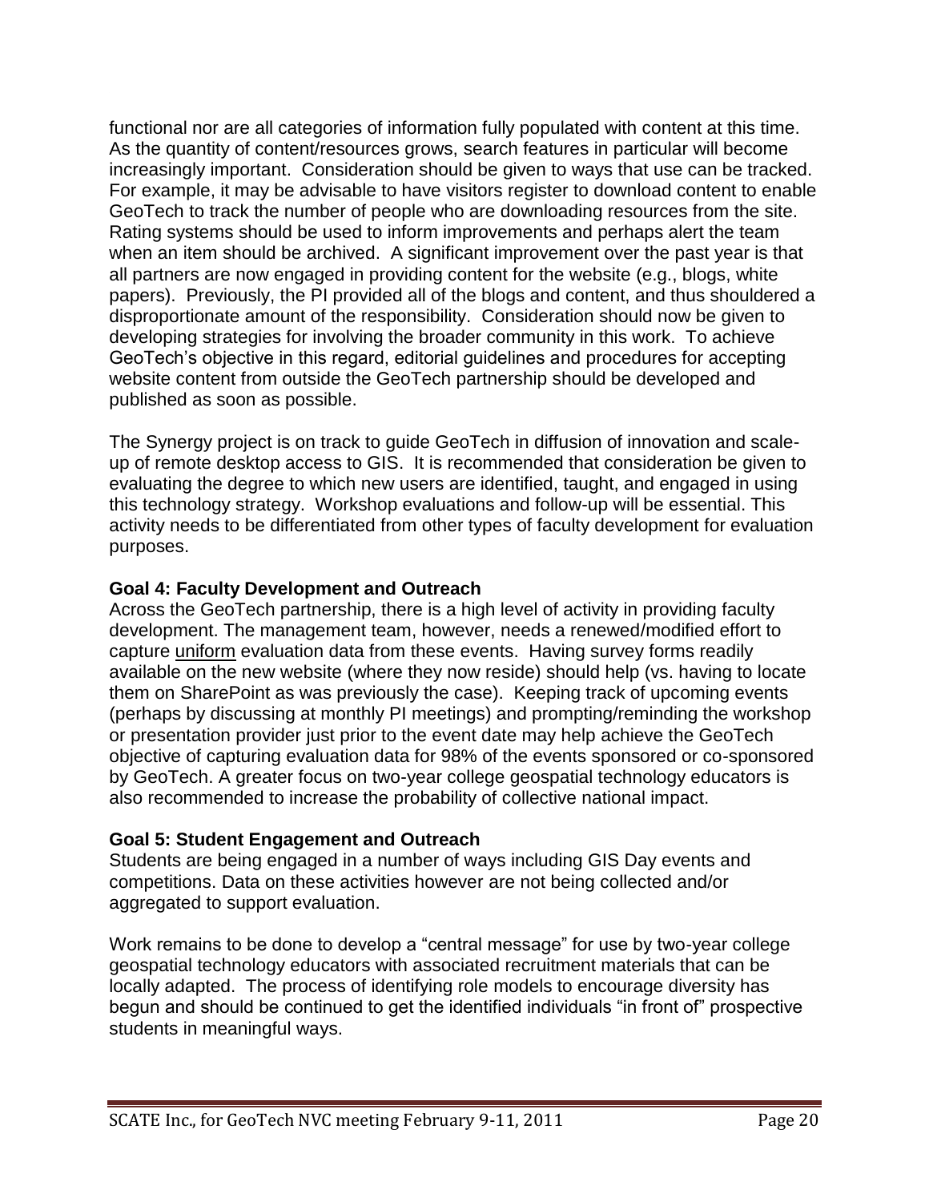functional nor are all categories of information fully populated with content at this time. As the quantity of content/resources grows, search features in particular will become increasingly important. Consideration should be given to ways that use can be tracked. For example, it may be advisable to have visitors register to download content to enable GeoTech to track the number of people who are downloading resources from the site. Rating systems should be used to inform improvements and perhaps alert the team when an item should be archived. A significant improvement over the past year is that all partners are now engaged in providing content for the website (e.g., blogs, white papers). Previously, the PI provided all of the blogs and content, and thus shouldered a disproportionate amount of the responsibility. Consideration should now be given to developing strategies for involving the broader community in this work. To achieve GeoTech's objective in this regard, editorial guidelines and procedures for accepting website content from outside the GeoTech partnership should be developed and published as soon as possible.

The Synergy project is on track to guide GeoTech in diffusion of innovation and scale-up of remote desktop access to GIS. It is recommended that consideration be given to evaluating the degree to which new users are identified, taught, and engaged in using this technology strategy. Workshop evaluations and follow-up will be essential. This activity needs to be differentiated from other types of faculty development for evaluation purposes.

**Goal 4: Faculty Development and Outreach**

Across the GeoTech partnership, there is a high level of activity in providing faculty development. The management team, however, needs a renewed/modified effort to capture <u>uniform</u> evaluation data from these events. Having survey forms readily available on the new website (where they now reside) should help (vs. having to locate them on SharePoint as was previously the case). Keeping track of upcoming events (perhaps by discussing at monthly PI meetings) and prompting/reminding the workshop or presentation provider just prior to the event date may help achieve the GeoTech objective of capturing evaluation data for 98% of the events sponsored or co-sponsored by GeoTech. A greater focus on two-year college geospatial technology educators is also recommended to increase the probability of collective national impact.

**Goal 5: Student Engagement and Outreach**

Students are being engaged in a number of ways including GIS Day events and competitions. Data on these activities however are not being collected and/or aggregated to support evaluation.

Work remains to be done to develop a "central message" for use by two-year college geospatial technology educators with associated recruitment materials that can be locally adapted. The process of identifying role models to encourage diversity has begun and should be continued to get the identified individuals "in front of" prospective students in meaningful ways.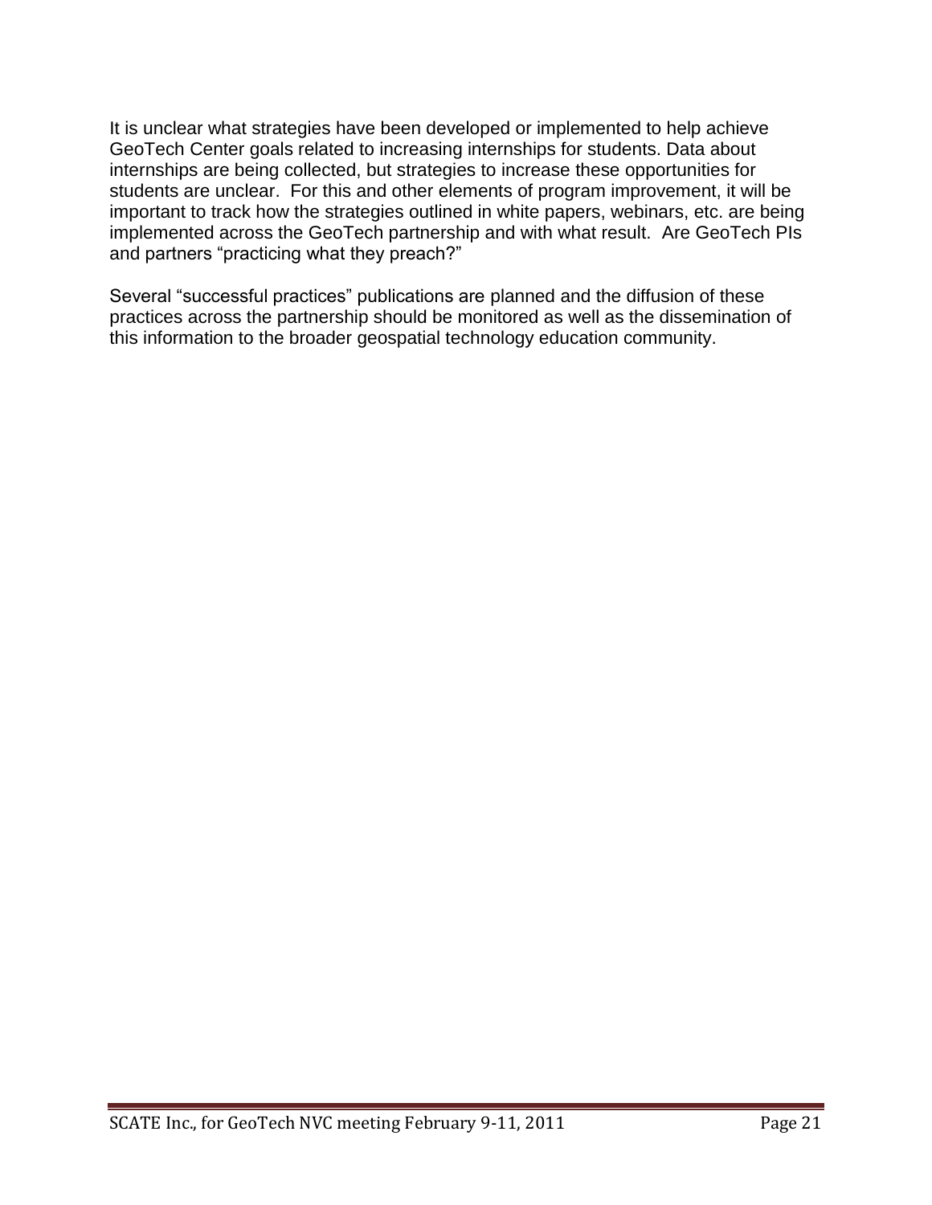It is unclear what strategies have been developed or implemented to help achieve GeoTech Center goals related to increasing internships for students. Data about internships are being collected, but strategies to increase these opportunities for students are unclear. For this and other elements of program improvement, it will be important to track how the strategies outlined in white papers, webinars, etc. are being implemented across the GeoTech partnership and with what result. Are GeoTech PIs and partners "practicing what they preach?"

Several "successful practices" publications are planned and the diffusion of these practices across the partnership should be monitored as well as the dissemination of this information to the broader geospatial technology education community.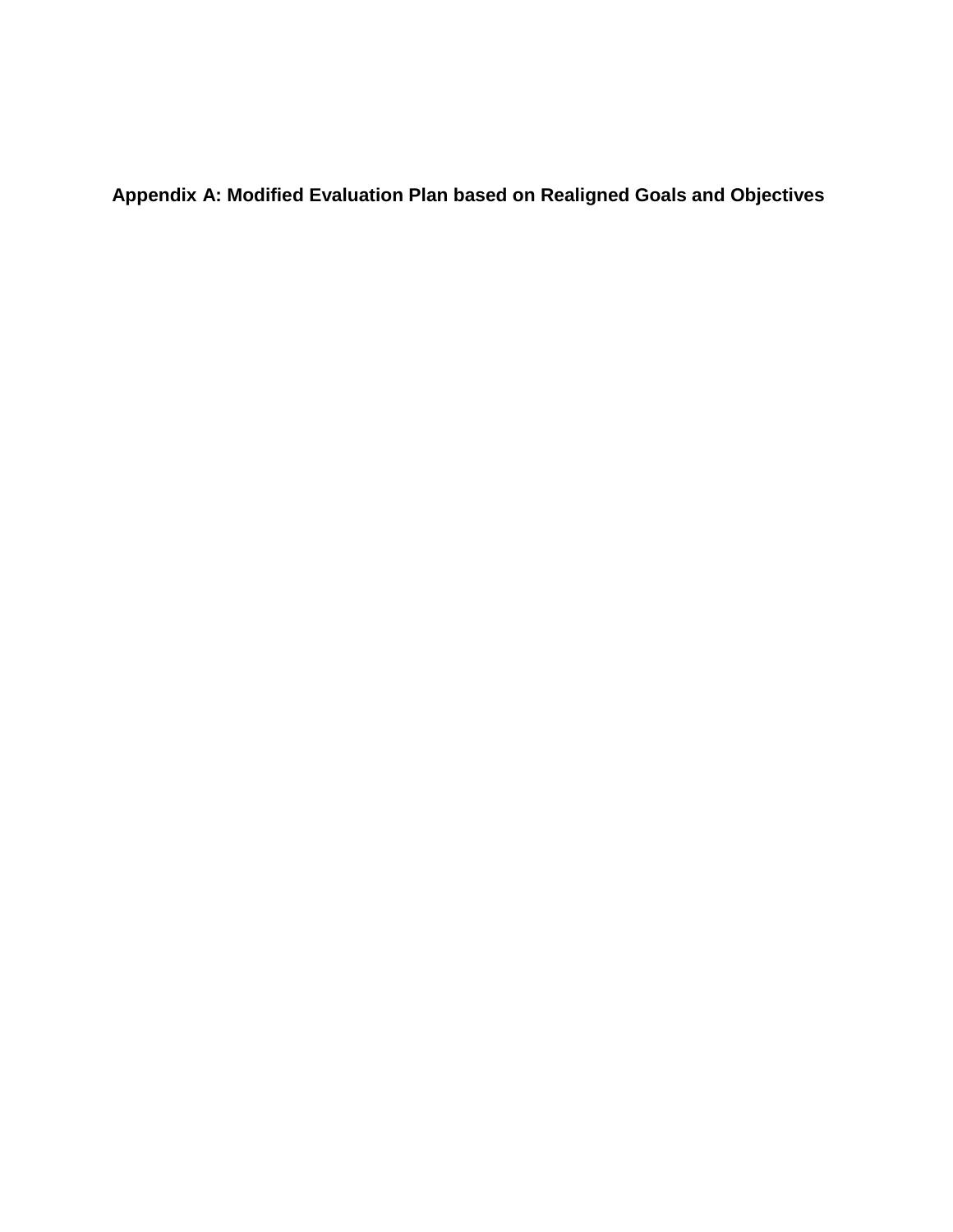# Appendix A: Modified Evaluation Plan based on Realigned Goals and Objectives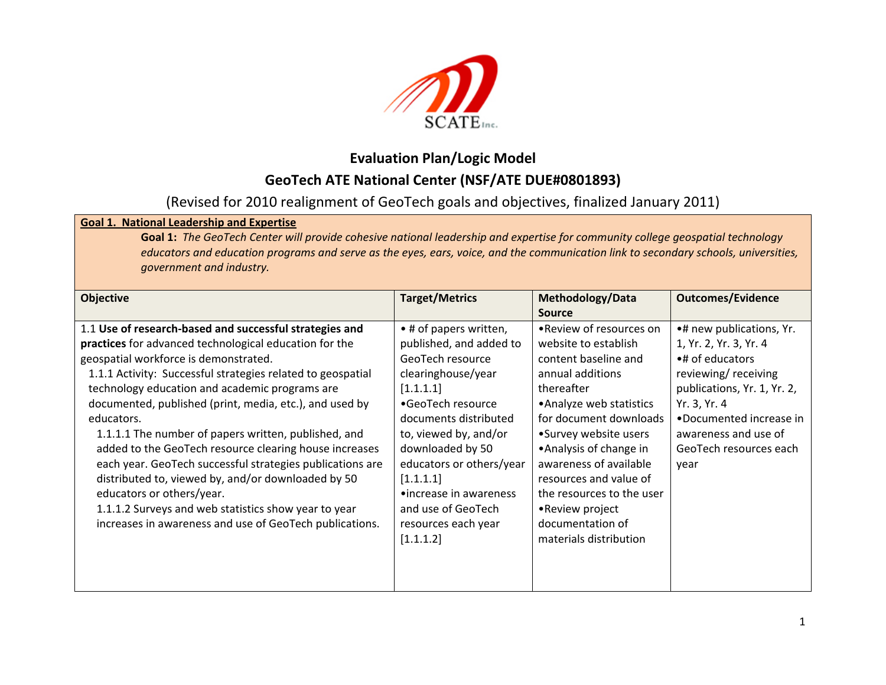SCATE Inc.

# Evaluation Plan/Logic Model

## GeoTech ATE National Center (NSF/ATE DUE#0801893)

(Revised for 2010 realignment of GeoTech goals and objectives, finalized January 2011)

**Goal 1. National Leadership and Expertise**

**Goal 1:** *The GeoTech Center will provide cohesive national leadership and expertise for community college geospatial technology educators and education programs and serve as the eyes, ears, voice, and the communication link to secondary schools, universities, government and industry.*

| Objective | Target/Metrics | Methodology/Data Source | Outcomes/Evidence |
|---|---|---|---|
| 1.1 **Use of research-based and successful strategies and practices** for advanced technological education for the geospatial workforce is demonstrated.<br>1.1.1 Activity: Successful strategies related to geospatial technology education and academic programs are documented, published (print, media, etc.), and used by educators.<br>1.1.1.1 The number of papers written, published, and added to the GeoTech resource clearing house increases each year. GeoTech successful strategies publications are distributed to, viewed by, and/or downloaded by 50 educators or others/year.<br>1.1.1.2 Surveys and web statistics show year to year increases in awareness and use of GeoTech publications. | • # of papers written, published, and added to GeoTech resource clearinghouse/year [1.1.1.1]<br>•GeoTech resource documents distributed to, viewed by, and/or downloaded by 50 educators or others/year [1.1.1.1]<br>•increase in awareness and use of GeoTech resources each year [1.1.1.2] | •Review of resources on website to establish content baseline and annual additions thereafter<br>•Analyze web statistics for document downloads<br>•Survey website users<br>•Analysis of change in awareness of available resources and value of the resources to the user<br>•Review project documentation of materials distribution | •# new publications, Yr. 1, Yr. 2, Yr. 3, Yr. 4<br>•# of educators reviewing/ receiving publications, Yr. 1, Yr. 2, Yr. 3, Yr. 4<br>•Documented increase in awareness and use of GeoTech resources each year |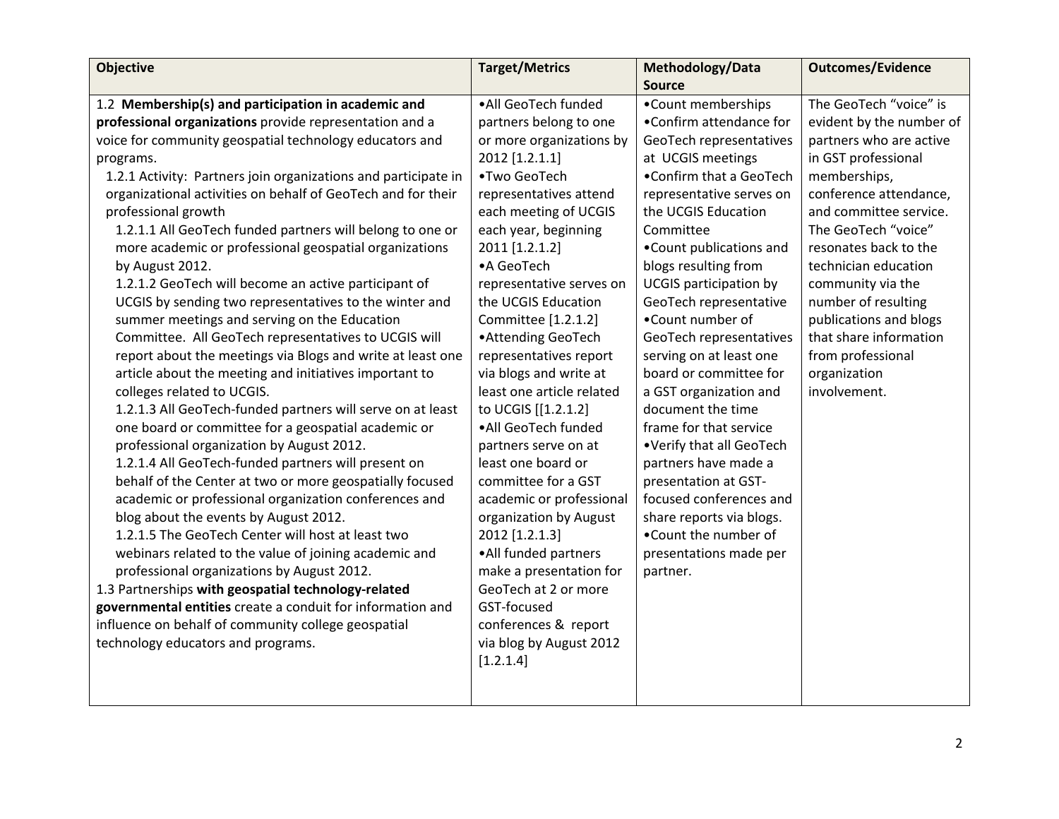| Objective | Target/Metrics | Methodology/Data Source | Outcomes/Evidence |
|---|---|---|---|
| 1.2 **Membership(s) and participation in academic and professional organizations** provide representation and a voice for community geospatial technology educators and programs.<br>1.2.1 Activity: Partners join organizations and participate in organizational activities on behalf of GeoTech and for their professional growth<br>1.2.1.1 All GeoTech funded partners will belong to one or more academic or professional geospatial organizations by August 2012.<br>1.2.1.2 GeoTech will become an active participant of UCGIS by sending two representatives to the winter and summer meetings and serving on the Education Committee. All GeoTech representatives to UCGIS will report about the meetings via Blogs and write at least one article about the meeting and initiatives important to colleges related to UCGIS.<br>1.2.1.3 All GeoTech-funded partners will serve on at least one board or committee for a geospatial academic or professional organization by August 2012.<br>1.2.1.4 All GeoTech-funded partners will present on behalf of the Center at two or more geospatially focused academic or professional organization conferences and blog about the events by August 2012.<br>1.2.1.5 The GeoTech Center will host at least two webinars related to the value of joining academic and professional organizations by August 2012.<br>1.3 Partnerships **with geospatial technology-related governmental entities** create a conduit for information and influence on behalf of community college geospatial technology educators and programs. | •All GeoTech funded partners belong to one or more organizations by 2012 [1.2.1.1]<br>•Two GeoTech representatives attend each meeting of UCGIS each year, beginning 2011 [1.2.1.2]<br>•A GeoTech representative serves on the UCGIS Education Committee [1.2.1.2]<br>•Attending GeoTech representatives report via blogs and write at least one article related to UCGIS [[1.2.1.2]<br>•All GeoTech funded partners serve on at least one board or committee for a GST academic or professional organization by August 2012 [1.2.1.3]<br>•All funded partners make a presentation for GeoTech at 2 or more GST-focused conferences & report via blog by August 2012 [1.2.1.4] | •Count memberships<br>•Confirm attendance for GeoTech representatives at UCGIS meetings<br>•Confirm that a GeoTech representative serves on the UCGIS Education Committee<br>•Count publications and blogs resulting from UCGIS participation by GeoTech representative<br>•Count number of GeoTech representatives serving on at least one board or committee for a GST organization and document the time frame for that service<br>•Verify that all GeoTech partners have made a presentation at GST-focused conferences and share reports via blogs.<br>•Count the number of presentations made per partner. | The GeoTech "voice" is evident by the number of partners who are active in GST professional memberships, conference attendance, and committee service. The GeoTech "voice" resonates back to the technician education community via the number of resulting publications and blogs that share information from professional organization involvement. |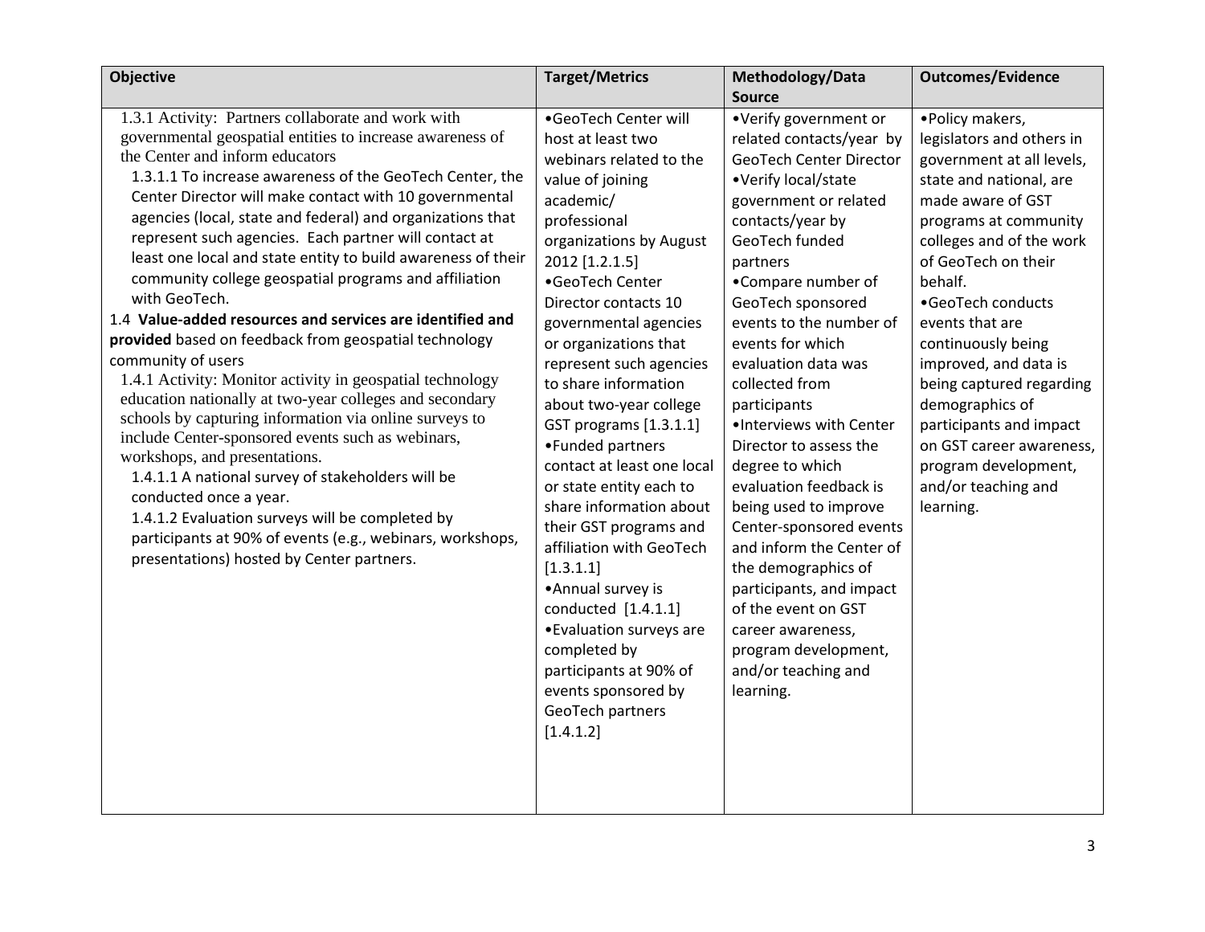| Objective | Target/Metrics | Methodology/Data Source | Outcomes/Evidence |
|---|---|---|---|
| 1.3.1 Activity: Partners collaborate and work with governmental geospatial entities to increase awareness of the Center and inform educators<br>1.3.1.1 To increase awareness of the GeoTech Center, the Center Director will make contact with 10 governmental agencies (local, state and federal) and organizations that represent such agencies. Each partner will contact at least one local and state entity to build awareness of their community college geospatial programs and affiliation with GeoTech.<br>1.4 **Value-added resources and services are identified and provided** based on feedback from geospatial technology community of users<br>1.4.1 Activity: Monitor activity in geospatial technology education nationally at two-year colleges and secondary schools by capturing information via online surveys to include Center-sponsored events such as webinars, workshops, and presentations.<br>1.4.1.1 A national survey of stakeholders will be conducted once a year.<br>1.4.1.2 Evaluation surveys will be completed by participants at 90% of events (e.g., webinars, workshops, presentations) hosted by Center partners. | •GeoTech Center will host at least two webinars related to the value of joining academic/ professional organizations by August 2012 [1.2.1.5]<br>•GeoTech Center Director contacts 10 governmental agencies or organizations that represent such agencies to share information about two-year college GST programs [1.3.1.1]<br>•Funded partners contact at least one local or state entity each to share information about their GST programs and affiliation with GeoTech [1.3.1.1]<br>•Annual survey is conducted [1.4.1.1]<br>•Evaluation surveys are completed by participants at 90% of events sponsored by GeoTech partners [1.4.1.2] | •Verify government or related contacts/year by GeoTech Center Director<br>•Verify local/state government or related contacts/year by GeoTech funded partners<br>•Compare number of GeoTech sponsored events to the number of events for which evaluation data was collected from participants<br>•Interviews with Center Director to assess the degree to which evaluation feedback is being used to improve Center-sponsored events and inform the Center of the demographics of participants, and impact of the event on GST career awareness, program development, and/or teaching and learning. | •Policy makers, legislators and others in government at all levels, state and national, are made aware of GST programs at community colleges and of the work of GeoTech on their behalf.<br>•GeoTech conducts events that are continuously being improved, and data is being captured regarding demographics of participants and impact on GST career awareness, program development, and/or teaching and learning. |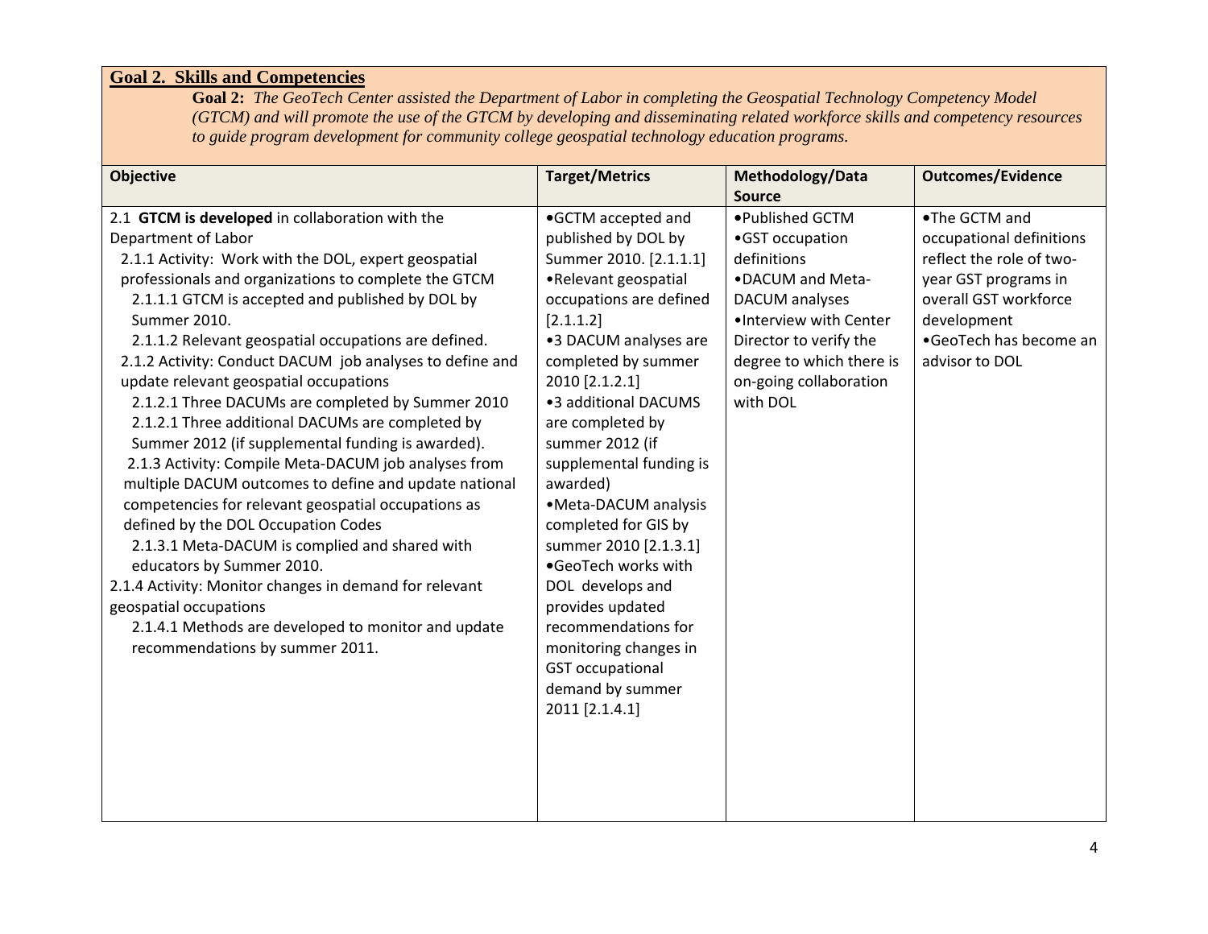## Goal 2. Skills and Competencies

**Goal 2:** *The GeoTech Center assisted the Department of Labor in completing the Geospatial Technology Competency Model (GTCM) and will promote the use of the GTCM by developing and disseminating related workforce skills and competency resources to guide program development for community college geospatial technology education programs.*

| Objective | Target/Metrics | Methodology/Data Source | Outcomes/Evidence |
|---|---|---|---|
| 2.1 **GTCM is developed** in collaboration with the Department of Labor<br>2.1.1 Activity: Work with the DOL, expert geospatial professionals and organizations to complete the GTCM<br>2.1.1.1 GTCM is accepted and published by DOL by Summer 2010.<br>2.1.1.2 Relevant geospatial occupations are defined.<br>2.1.2 Activity: Conduct DACUM job analyses to define and update relevant geospatial occupations<br>2.1.2.1 Three DACUMs are completed by Summer 2010<br>2.1.2.1 Three additional DACUMs are completed by Summer 2012 (if supplemental funding is awarded).<br>2.1.3 Activity: Compile Meta-DACUM job analyses from multiple DACUM outcomes to define and update national competencies for relevant geospatial occupations as defined by the DOL Occupation Codes<br>2.1.3.1 Meta-DACUM is complied and shared with educators by Summer 2010.<br>2.1.4 Activity: Monitor changes in demand for relevant geospatial occupations<br>2.1.4.1 Methods are developed to monitor and update recommendations by summer 2011. | •GCTM accepted and published by DOL by Summer 2010. [2.1.1.1]<br>•Relevant geospatial occupations are defined [2.1.1.2]<br>•3 DACUM analyses are completed by summer 2010 [2.1.2.1]<br>•3 additional DACUMS are completed by summer 2012 (if supplemental funding is awarded)<br>•Meta-DACUM analysis completed for GIS by summer 2010 [2.1.3.1]<br>•GeoTech works with DOL develops and provides updated recommendations for monitoring changes in GST occupational demand by summer 2011 [2.1.4.1] | •Published GCTM<br>•GST occupation definitions<br>•DACUM and Meta-DACUM analyses<br>•Interview with Center Director to verify the degree to which there is on-going collaboration with DOL | •The GCTM and occupational definitions reflect the role of two-year GST programs in overall GST workforce development<br>•GeoTech has become an advisor to DOL |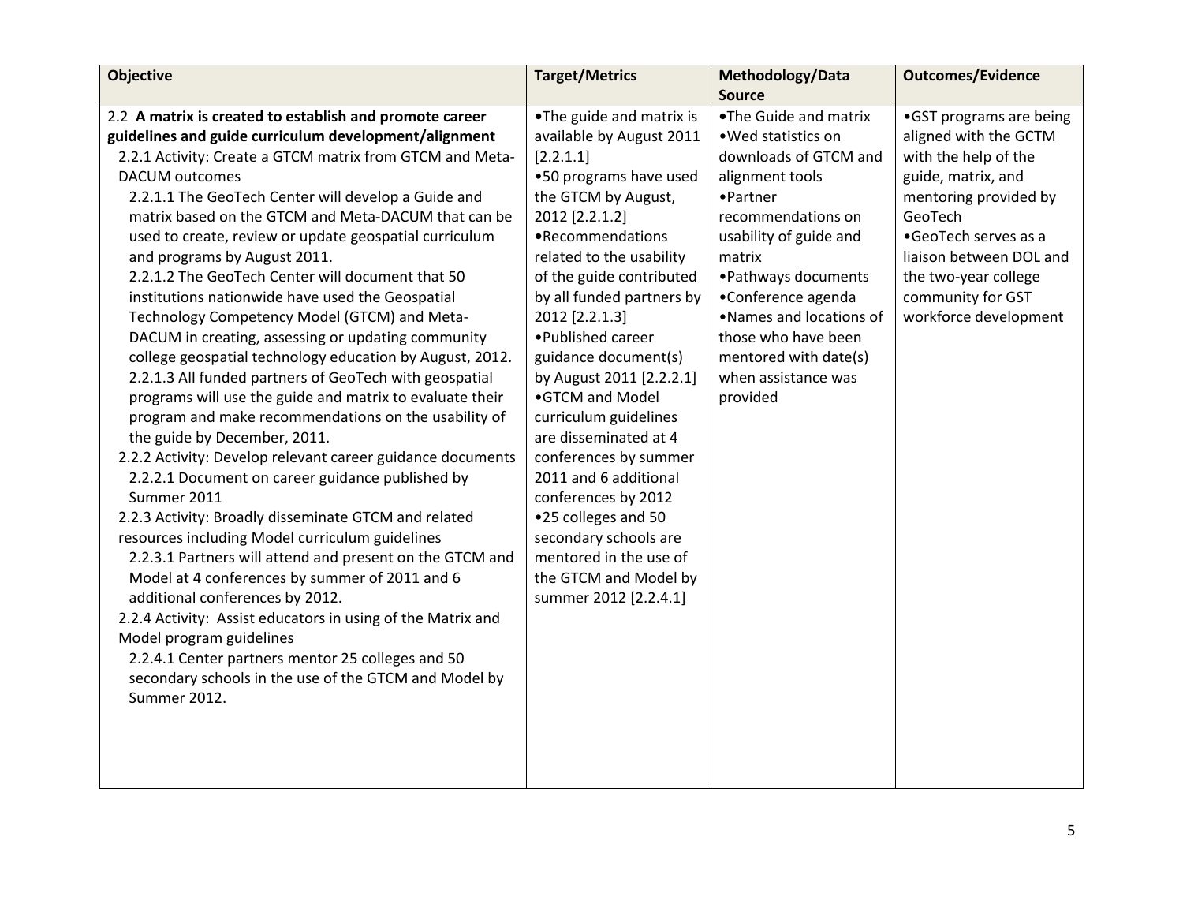| Objective | Target/Metrics | Methodology/Data Source | Outcomes/Evidence |
|---|---|---|---|
| 2.2 **A matrix is created to establish and promote career guidelines and guide curriculum development/alignment**<br>2.2.1 Activity: Create a GTCM matrix from GTCM and Meta-DACUM outcomes<br>2.2.1.1 The GeoTech Center will develop a Guide and matrix based on the GTCM and Meta-DACUM that can be used to create, review or update geospatial curriculum and programs by August 2011.<br>2.2.1.2 The GeoTech Center will document that 50 institutions nationwide have used the Geospatial Technology Competency Model (GTCM) and Meta-DACUM in creating, assessing or updating community college geospatial technology education by August, 2012.<br>2.2.1.3 All funded partners of GeoTech with geospatial programs will use the guide and matrix to evaluate their program and make recommendations on the usability of the guide by December, 2011.<br>2.2.2 Activity: Develop relevant career guidance documents<br>2.2.2.1 Document on career guidance published by Summer 2011<br>2.2.3 Activity: Broadly disseminate GTCM and related resources including Model curriculum guidelines<br>2.2.3.1 Partners will attend and present on the GTCM and Model at 4 conferences by summer of 2011 and 6 additional conferences by 2012.<br>2.2.4 Activity: Assist educators in using of the Matrix and Model program guidelines<br>2.2.4.1 Center partners mentor 25 colleges and 50 secondary schools in the use of the GTCM and Model by Summer 2012. | •The guide and matrix is available by August 2011 [2.2.1.1]<br>•50 programs have used the GTCM by August, 2012 [2.2.1.2]<br>•Recommendations related to the usability of the guide contributed by all funded partners by 2012 [2.2.1.3]<br>•Published career guidance document(s) by August 2011 [2.2.2.1]<br>•GTCM and Model curriculum guidelines are disseminated at 4 conferences by summer 2011 and 6 additional conferences by 2012<br>•25 colleges and 50 secondary schools are mentored in the use of the GTCM and Model by summer 2012 [2.2.4.1] | •The Guide and matrix<br>•Wed statistics on downloads of GTCM and alignment tools<br>•Partner recommendations on usability of guide and matrix<br>•Pathways documents<br>•Conference agenda<br>•Names and locations of those who have been mentored with date(s) when assistance was provided | •GST programs are being aligned with the GCTM with the help of the guide, matrix, and mentoring provided by GeoTech<br>•GeoTech serves as a liaison between DOL and the two-year college community for GST workforce development |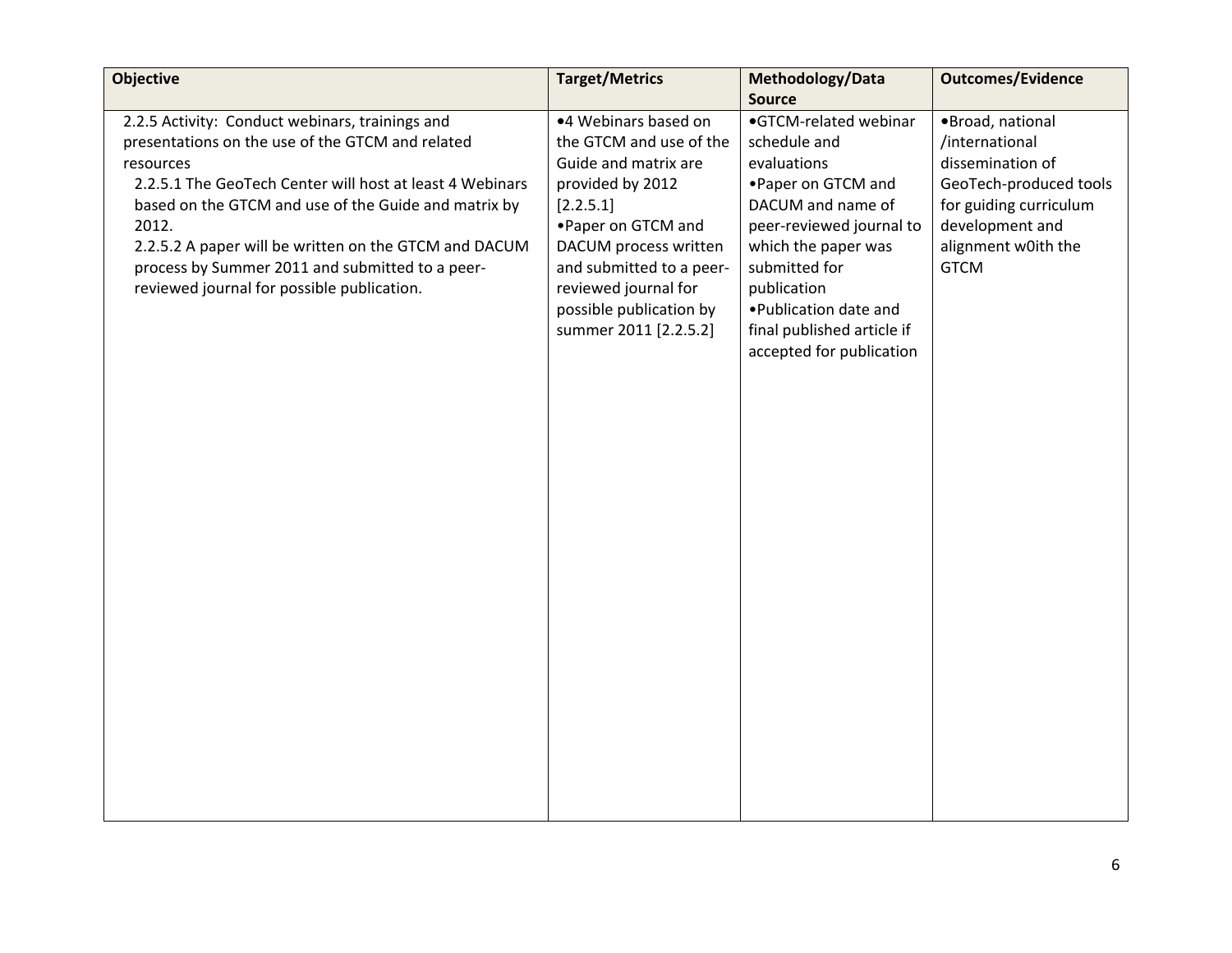| Objective | Target/Metrics | Methodology/Data Source | Outcomes/Evidence |
|---|---|---|---|
| 2.2.5 Activity: Conduct webinars, trainings and presentations on the use of the GTCM and related resources<br>2.2.5.1 The GeoTech Center will host at least 4 Webinars based on the GTCM and use of the Guide and matrix by 2012.<br>2.2.5.2 A paper will be written on the GTCM and DACUM process by Summer 2011 and submitted to a peer-reviewed journal for possible publication. | •4 Webinars based on the GTCM and use of the Guide and matrix are provided by 2012 [2.2.5.1]<br>•Paper on GTCM and DACUM process written and submitted to a peer-reviewed journal for possible publication by summer 2011 [2.2.5.2] | •GTCM-related webinar schedule and evaluations<br>•Paper on GTCM and DACUM and name of peer-reviewed journal to which the paper was submitted for publication<br>•Publication date and final published article if accepted for publication | •Broad, national /international dissemination of GeoTech-produced tools for guiding curriculum development and alignment w0ith the GTCM |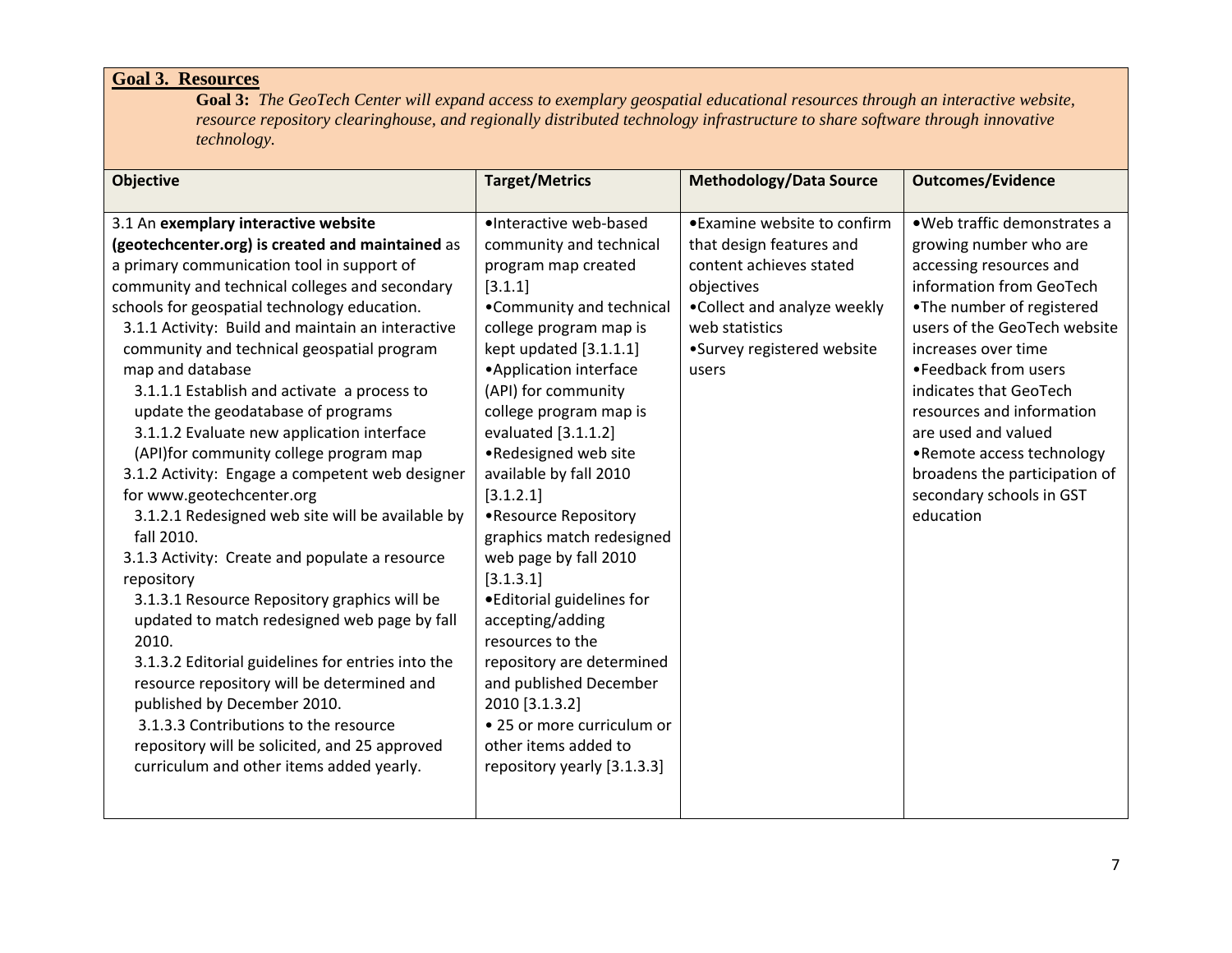## Goal 3. Resources

**Goal 3:** *The GeoTech Center will expand access to exemplary geospatial educational resources through an interactive website, resource repository clearinghouse, and regionally distributed technology infrastructure to share software through innovative technology.*

| Objective | Target/Metrics | Methodology/Data Source | Outcomes/Evidence |
|---|---|---|---|
| 3.1 An **exemplary interactive website (geotechcenter.org) is created and maintained** as a primary communication tool in support of community and technical colleges and secondary schools for geospatial technology education.<br>3.1.1 Activity: Build and maintain an interactive community and technical geospatial program map and database<br>3.1.1.1 Establish and activate a process to update the geodatabase of programs<br>3.1.1.2 Evaluate new application interface (API)for community college program map<br>3.1.2 Activity: Engage a competent web designer for www.geotechcenter.org<br>3.1.2.1 Redesigned web site will be available by fall 2010.<br>3.1.3 Activity: Create and populate a resource repository<br>3.1.3.1 Resource Repository graphics will be updated to match redesigned web page by fall 2010.<br>3.1.3.2 Editorial guidelines for entries into the resource repository will be determined and published by December 2010.<br>3.1.3.3 Contributions to the resource repository will be solicited, and 25 approved curriculum and other items added yearly. | •Interactive web-based community and technical program map created [3.1.1]<br>•Community and technical college program map is kept updated [3.1.1.1]<br>•Application interface (API) for community college program map is evaluated [3.1.1.2]<br>•Redesigned web site available by fall 2010 [3.1.2.1]<br>•Resource Repository graphics match redesigned web page by fall 2010 [3.1.3.1]<br>•Editorial guidelines for accepting/adding resources to the repository are determined and published December 2010 [3.1.3.2]<br>• 25 or more curriculum or other items added to repository yearly [3.1.3.3] | •Examine website to confirm that design features and content achieves stated objectives<br>•Collect and analyze weekly web statistics<br>•Survey registered website users | •Web traffic demonstrates a growing number who are accessing resources and information from GeoTech<br>•The number of registered users of the GeoTech website increases over time<br>•Feedback from users indicates that GeoTech resources and information are used and valued<br>•Remote access technology broadens the participation of secondary schools in GST education |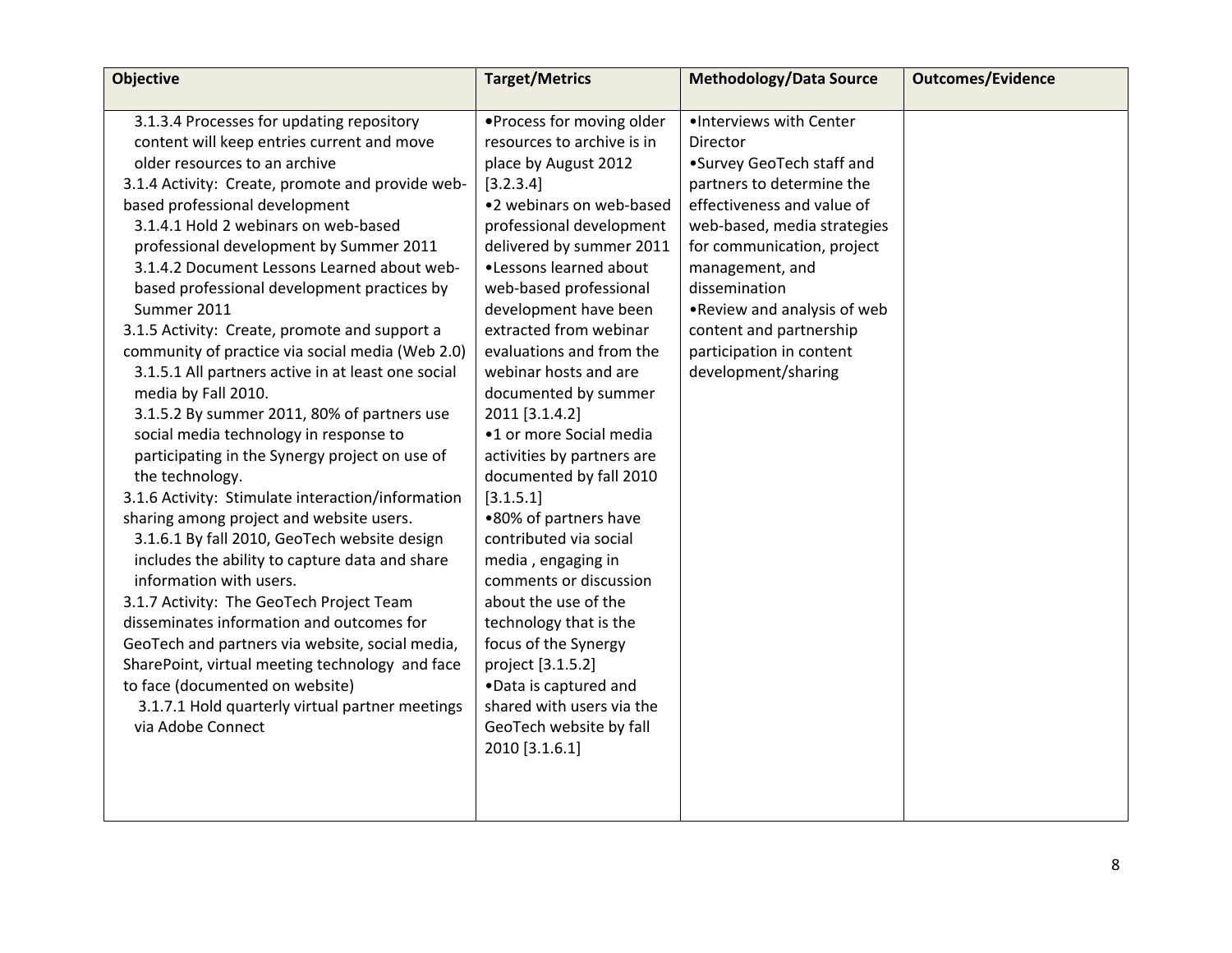| Objective | Target/Metrics | Methodology/Data Source | Outcomes/Evidence |
|---|---|---|---|
| 3.1.3.4 Processes for updating repository content will keep entries current and move older resources to an archive<br>3.1.4 Activity: Create, promote and provide web-based professional development<br>3.1.4.1 Hold 2 webinars on web-based professional development by Summer 2011<br>3.1.4.2 Document Lessons Learned about web-based professional development practices by Summer 2011<br>3.1.5 Activity: Create, promote and support a community of practice via social media (Web 2.0)<br>3.1.5.1 All partners active in at least one social media by Fall 2010.<br>3.1.5.2 By summer 2011, 80% of partners use social media technology in response to participating in the Synergy project on use of the technology.<br>3.1.6 Activity: Stimulate interaction/information sharing among project and website users.<br>3.1.6.1 By fall 2010, GeoTech website design includes the ability to capture data and share information with users.<br>3.1.7 Activity: The GeoTech Project Team disseminates information and outcomes for GeoTech and partners via website, social media, SharePoint, virtual meeting technology and face to face (documented on website)<br>3.1.7.1 Hold quarterly virtual partner meetings via Adobe Connect | •Process for moving older resources to archive is in place by August 2012 [3.2.3.4]<br>•2 webinars on web-based professional development delivered by summer 2011<br>•Lessons learned about web-based professional development have been extracted from webinar evaluations and from the webinar hosts and are documented by summer 2011 [3.1.4.2]<br>•1 or more Social media activities by partners are documented by fall 2010 [3.1.5.1]<br>•80% of partners have contributed via social media , engaging in comments or discussion about the use of the technology that is the focus of the Synergy project [3.1.5.2]<br>•Data is captured and shared with users via the GeoTech website by fall 2010 [3.1.6.1] | •Interviews with Center Director<br>•Survey GeoTech staff and partners to determine the effectiveness and value of web-based, media strategies for communication, project management, and dissemination<br>•Review and analysis of web content and partnership participation in content development/sharing | |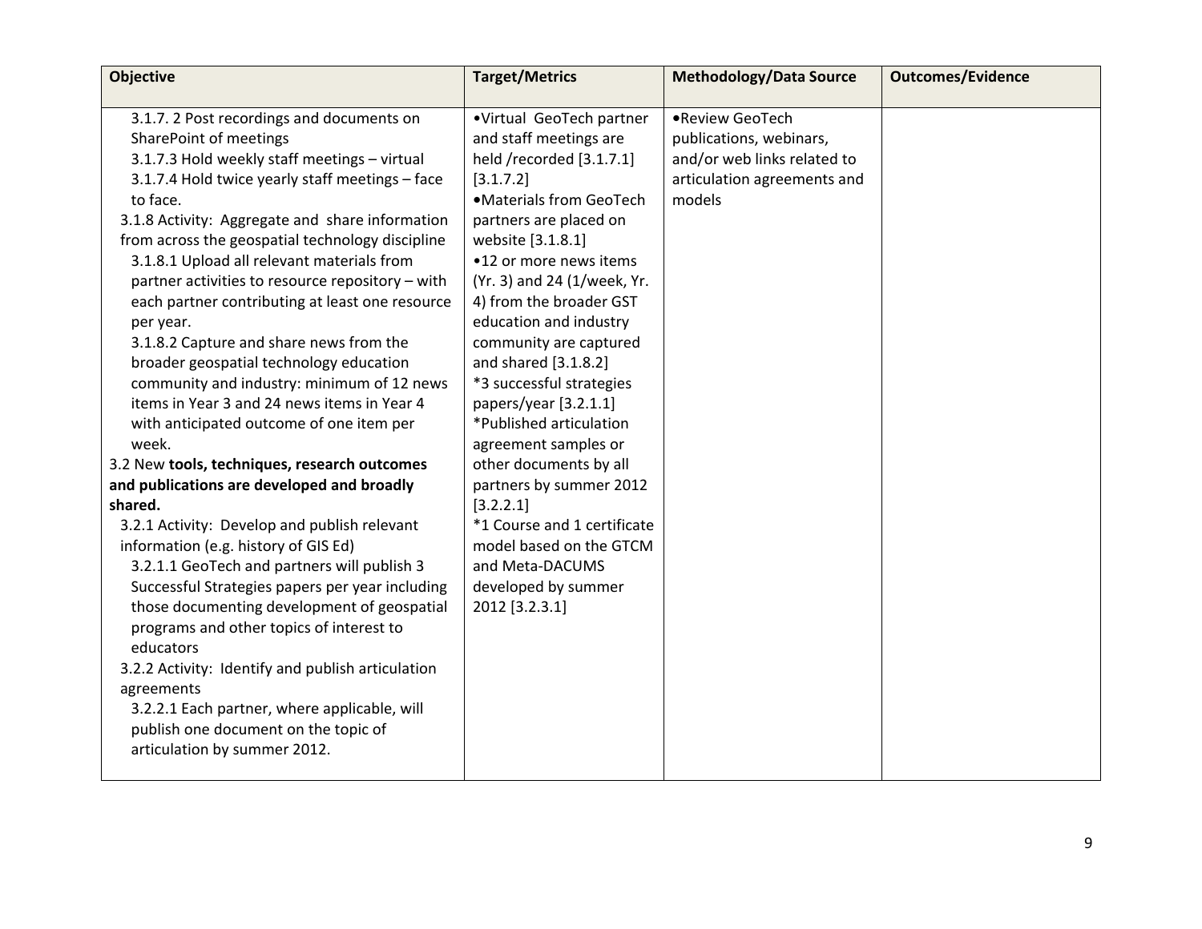| Objective | Target/Metrics | Methodology/Data Source | Outcomes/Evidence |
|---|---|---|---|
| 3.1.7. 2 Post recordings and documents on SharePoint of meetings<br>3.1.7.3 Hold weekly staff meetings – virtual<br>3.1.7.4 Hold twice yearly staff meetings – face to face.<br>3.1.8 Activity: Aggregate and share information from across the geospatial technology discipline<br>3.1.8.1 Upload all relevant materials from partner activities to resource repository – with each partner contributing at least one resource per year.<br>3.1.8.2 Capture and share news from the broader geospatial technology education community and industry: minimum of 12 news items in Year 3 and 24 news items in Year 4 with anticipated outcome of one item per week.<br>3.2 New **tools, techniques, research outcomes and publications are developed and broadly shared.**<br>3.2.1 Activity: Develop and publish relevant information (e.g. history of GIS Ed)<br>3.2.1.1 GeoTech and partners will publish 3 Successful Strategies papers per year including those documenting development of geospatial programs and other topics of interest to educators<br>3.2.2 Activity: Identify and publish articulation agreements<br>3.2.2.1 Each partner, where applicable, will publish one document on the topic of articulation by summer 2012. | •Virtual GeoTech partner and staff meetings are held /recorded [3.1.7.1] [3.1.7.2]<br>•Materials from GeoTech partners are placed on website [3.1.8.1]<br>•12 or more news items (Yr. 3) and 24 (1/week, Yr. 4) from the broader GST education and industry community are captured and shared [3.1.8.2]<br>*3 successful strategies papers/year [3.2.1.1]<br>*Published articulation agreement samples or other documents by all partners by summer 2012 [3.2.2.1]<br>*1 Course and 1 certificate model based on the GTCM and Meta-DACUMS developed by summer 2012 [3.2.3.1] | •Review GeoTech publications, webinars, and/or web links related to articulation agreements and models | |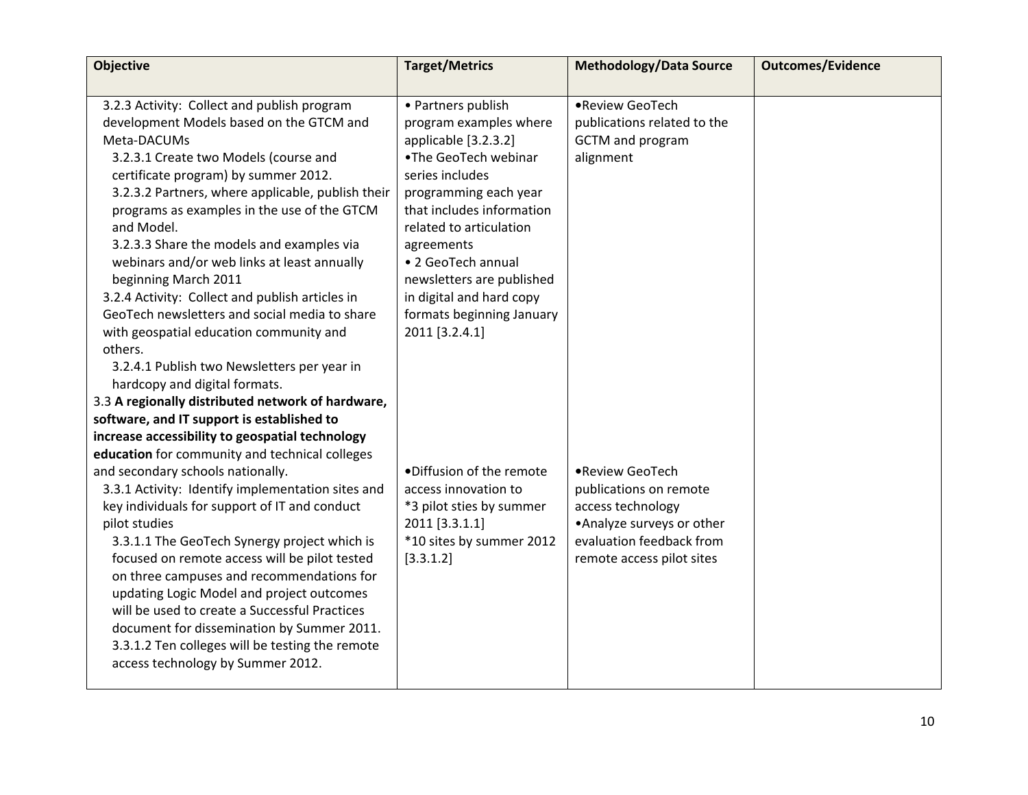| Objective | Target/Metrics | Methodology/Data Source | Outcomes/Evidence |
|---|---|---|---|
| 3.2.3 Activity: Collect and publish program development Models based on the GTCM and Meta-DACUMs<br>3.2.3.1 Create two Models (course and certificate program) by summer 2012.<br>3.2.3.2 Partners, where applicable, publish their programs as examples in the use of the GTCM and Model.<br>3.2.3.3 Share the models and examples via webinars and/or web links at least annually beginning March 2011<br>3.2.4 Activity: Collect and publish articles in GeoTech newsletters and social media to share with geospatial education community and others.<br>3.2.4.1 Publish two Newsletters per year in hardcopy and digital formats. | • Partners publish program examples where applicable [3.2.3.2]<br>•The GeoTech webinar series includes programming each year that includes information related to articulation agreements<br>• 2 GeoTech annual newsletters are published in digital and hard copy formats beginning January 2011 [3.2.4.1] | •Review GeoTech publications related to the GCTM and program alignment | |
| 3.3 **A regionally distributed network of hardware, software, and IT support is established to increase accessibility to geospatial technology education** for community and technical colleges and secondary schools nationally.<br>3.3.1 Activity: Identify implementation sites and key individuals for support of IT and conduct pilot studies<br>3.3.1.1 The GeoTech Synergy project which is focused on remote access will be pilot tested on three campuses and recommendations for updating Logic Model and project outcomes will be used to create a Successful Practices document for dissemination by Summer 2011.<br>3.3.1.2 Ten colleges will be testing the remote access technology by Summer 2012. | •Diffusion of the remote access innovation to<br>*3 pilot sties by summer 2011 [3.3.1.1]<br>*10 sites by summer 2012 [3.3.1.2] | •Review GeoTech publications on remote access technology<br>•Analyze surveys or other evaluation feedback from remote access pilot sites | |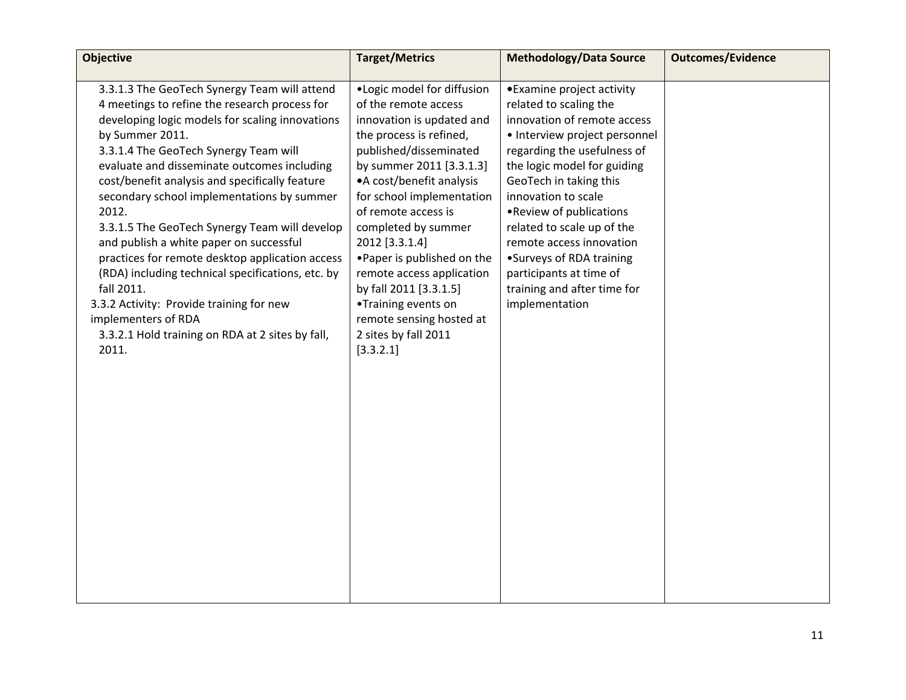| Objective | Target/Metrics | Methodology/Data Source | Outcomes/Evidence |
| --- | --- | --- | --- |
| 3.3.1.3 The GeoTech Synergy Team will attend 4 meetings to refine the research process for developing logic models for scaling innovations by Summer 2011.<br>3.3.1.4 The GeoTech Synergy Team will evaluate and disseminate outcomes including cost/benefit analysis and specifically feature secondary school implementations by summer 2012.<br>3.3.1.5 The GeoTech Synergy Team will develop and publish a white paper on successful practices for remote desktop application access (RDA) including technical specifications, etc. by fall 2011.<br>3.3.2 Activity: Provide training for new implementers of RDA<br>3.3.2.1 Hold training on RDA at 2 sites by fall, 2011. | •Logic model for diffusion of the remote access innovation is updated and the process is refined, published/disseminated by summer 2011 [3.3.1.3]<br>•A cost/benefit analysis for school implementation of remote access is completed by summer 2012 [3.3.1.4]<br>•Paper is published on the remote access application by fall 2011 [3.3.1.5]<br>•Training events on remote sensing hosted at 2 sites by fall 2011 [3.3.2.1] | •Examine project activity related to scaling the innovation of remote access<br>• Interview project personnel regarding the usefulness of the logic model for guiding GeoTech in taking this innovation to scale<br>•Review of publications related to scale up of the remote access innovation<br>•Surveys of RDA training participants at time of training and after time for implementation | |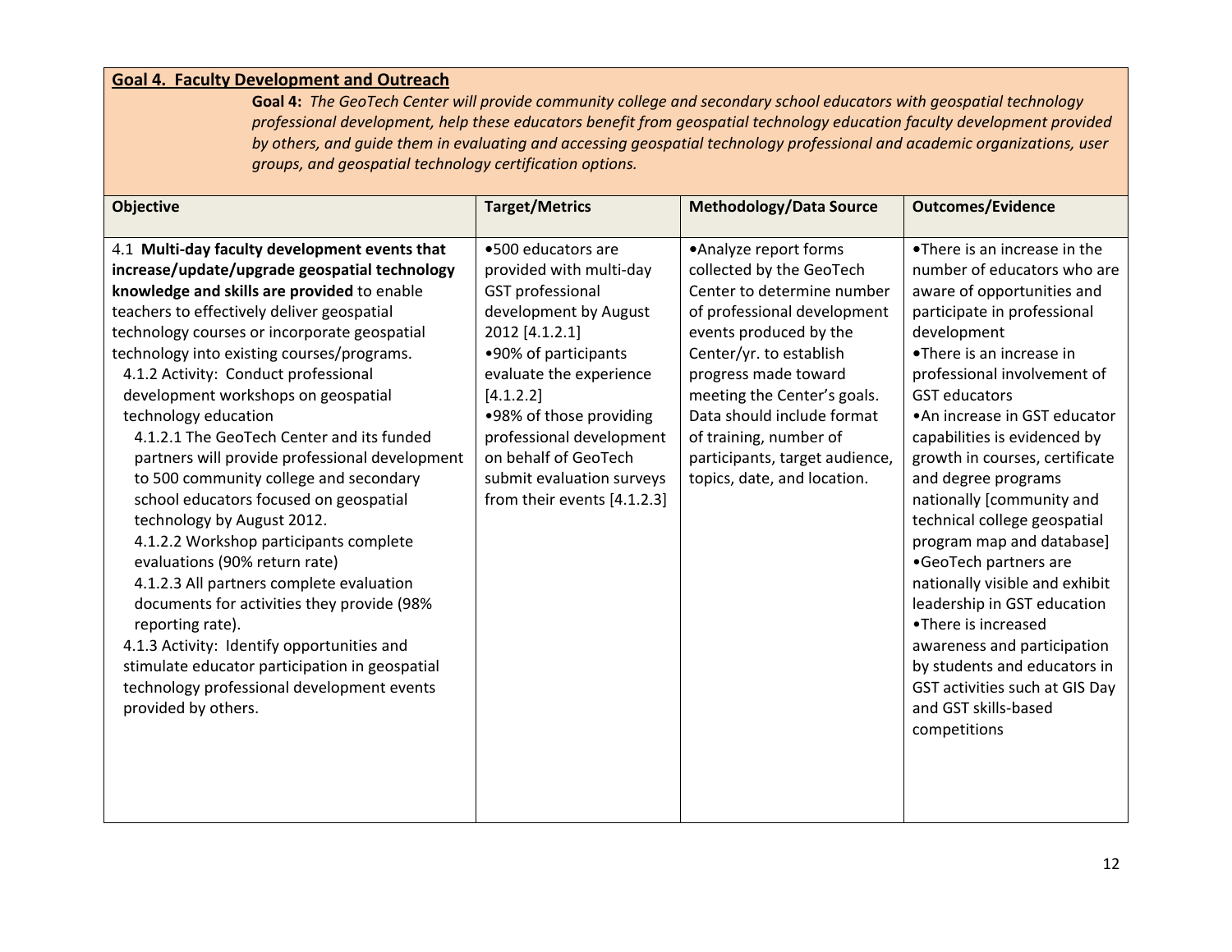**Goal 4. Faculty Development and Outreach**

**Goal 4:** *The GeoTech Center will provide community college and secondary school educators with geospatial technology professional development, help these educators benefit from geospatial technology education faculty development provided by others, and guide them in evaluating and accessing geospatial technology professional and academic organizations, user groups, and geospatial technology certification options.*

| Objective | Target/Metrics | Methodology/Data Source | Outcomes/Evidence |
|---|---|---|---|
| 4.1 **Multi-day faculty development events that increase/update/upgrade geospatial technology knowledge and skills are provided** to enable teachers to effectively deliver geospatial technology courses or incorporate geospatial technology into existing courses/programs.<br>4.1.2 Activity: Conduct professional development workshops on geospatial technology education<br>4.1.2.1 The GeoTech Center and its funded partners will provide professional development to 500 community college and secondary school educators focused on geospatial technology by August 2012.<br>4.1.2.2 Workshop participants complete evaluations (90% return rate)<br>4.1.2.3 All partners complete evaluation documents for activities they provide (98% reporting rate).<br>4.1.3 Activity: Identify opportunities and stimulate educator participation in geospatial technology professional development events provided by others. | •500 educators are provided with multi-day GST professional development by August 2012 [4.1.2.1]<br>•90% of participants evaluate the experience [4.1.2.2]<br>•98% of those providing professional development on behalf of GeoTech submit evaluation surveys from their events [4.1.2.3] | •Analyze report forms collected by the GeoTech Center to determine number of professional development events produced by the Center/yr. to establish progress made toward meeting the Center's goals. Data should include format of training, number of participants, target audience, topics, date, and location. | •There is an increase in the number of educators who are aware of opportunities and participate in professional development<br>•There is an increase in professional involvement of GST educators<br>•An increase in GST educator capabilities is evidenced by growth in courses, certificate and degree programs nationally [community and technical college geospatial program map and database]<br>•GeoTech partners are nationally visible and exhibit leadership in GST education<br>•There is increased awareness and participation by students and educators in GST activities such at GIS Day and GST skills-based competitions |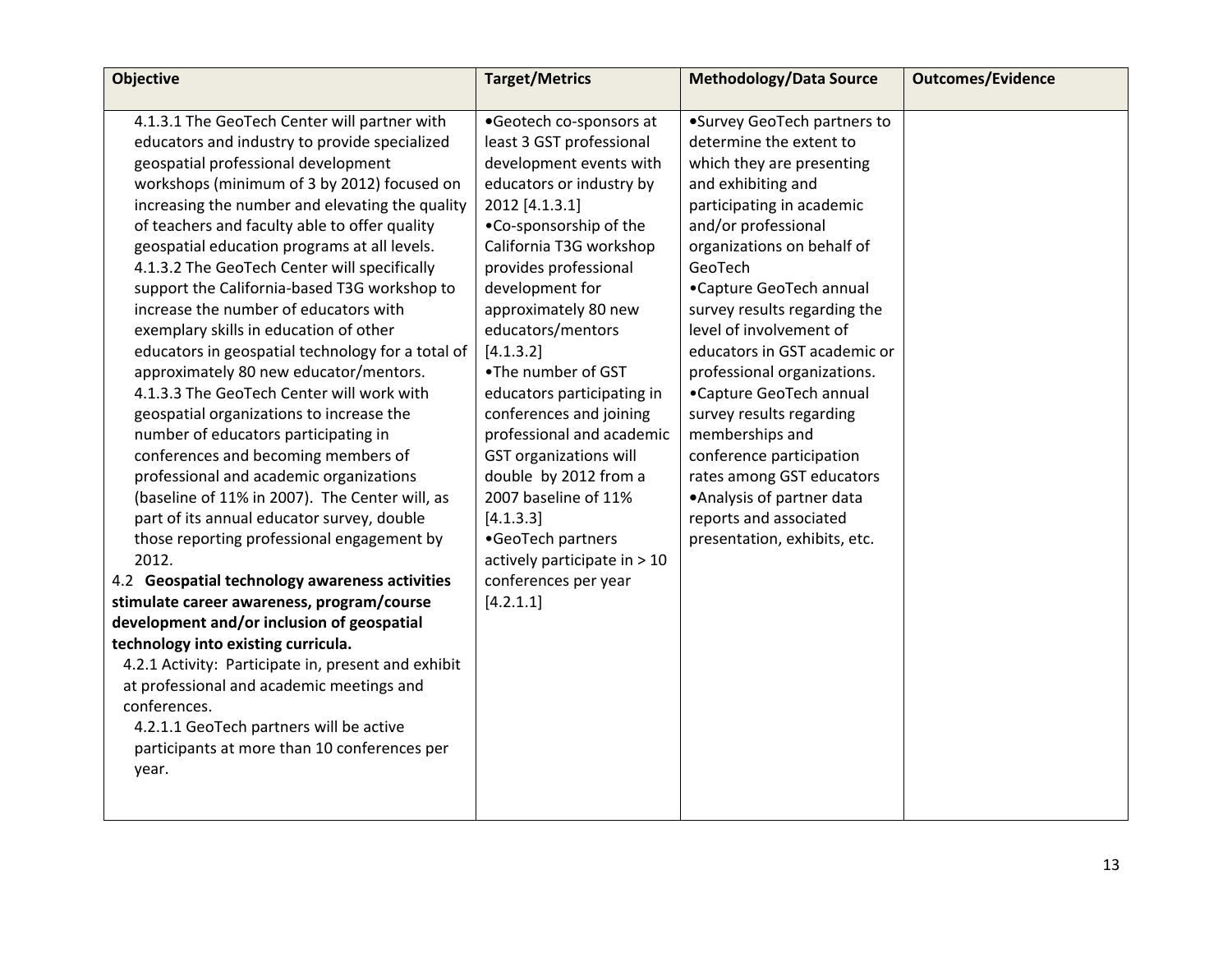| Objective | Target/Metrics | Methodology/Data Source | Outcomes/Evidence |
|---|---|---|---|
| 4.1.3.1 The GeoTech Center will partner with educators and industry to provide specialized geospatial professional development workshops (minimum of 3 by 2012) focused on increasing the number and elevating the quality of teachers and faculty able to offer quality geospatial education programs at all levels.<br>4.1.3.2 The GeoTech Center will specifically support the California-based T3G workshop to increase the number of educators with exemplary skills in education of other educators in geospatial technology for a total of approximately 80 new educator/mentors.<br>4.1.3.3 The GeoTech Center will work with geospatial organizations to increase the number of educators participating in conferences and becoming members of professional and academic organizations (baseline of 11% in 2007). The Center will, as part of its annual educator survey, double those reporting professional engagement by 2012.<br>4.2 **Geospatial technology awareness activities stimulate career awareness, program/course development and/or inclusion of geospatial technology into existing curricula.**<br>4.2.1 Activity: Participate in, present and exhibit at professional and academic meetings and conferences.<br>4.2.1.1 GeoTech partners will be active participants at more than 10 conferences per year. | •Geotech co-sponsors at least 3 GST professional development events with educators or industry by 2012 [4.1.3.1]<br>•Co-sponsorship of the California T3G workshop provides professional development for approximately 80 new educators/mentors [4.1.3.2]<br>•The number of GST educators participating in conferences and joining professional and academic GST organizations will double by 2012 from a 2007 baseline of 11% [4.1.3.3]<br>•GeoTech partners actively participate in > 10 conferences per year [4.2.1.1] | •Survey GeoTech partners to determine the extent to which they are presenting and exhibiting and participating in academic and/or professional organizations on behalf of GeoTech<br>•Capture GeoTech annual survey results regarding the level of involvement of educators in GST academic or professional organizations.<br>•Capture GeoTech annual survey results regarding memberships and conference participation rates among GST educators<br>•Analysis of partner data reports and associated presentation, exhibits, etc. | |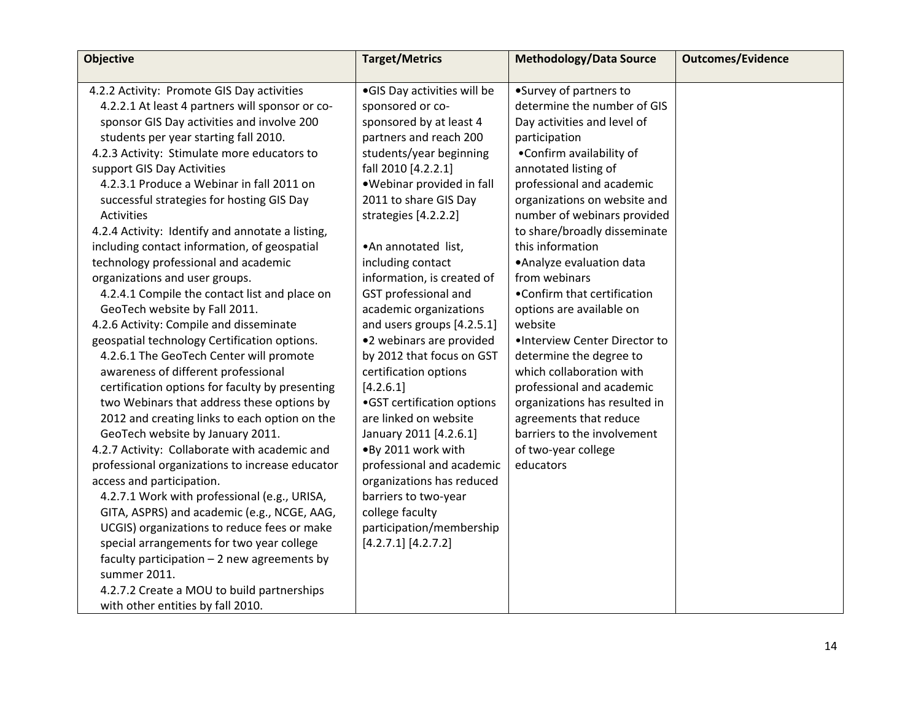| Objective | Target/Metrics | Methodology/Data Source | Outcomes/Evidence |
|---|---|---|---|
| 4.2.2 Activity: Promote GIS Day activities<br>4.2.2.1 At least 4 partners will sponsor or co-sponsor GIS Day activities and involve 200 students per year starting fall 2010.<br>4.2.3 Activity: Stimulate more educators to support GIS Day Activities<br>4.2.3.1 Produce a Webinar in fall 2011 on successful strategies for hosting GIS Day Activities<br>4.2.4 Activity: Identify and annotate a listing, including contact information, of geospatial technology professional and academic organizations and user groups.<br>4.2.4.1 Compile the contact list and place on GeoTech website by Fall 2011.<br>4.2.6 Activity: Compile and disseminate geospatial technology Certification options.<br>4.2.6.1 The GeoTech Center will promote awareness of different professional certification options for faculty by presenting two Webinars that address these options by 2012 and creating links to each option on the GeoTech website by January 2011.<br>4.2.7 Activity: Collaborate with academic and professional organizations to increase educator access and participation.<br>4.2.7.1 Work with professional (e.g., URISA, GITA, ASPRS) and academic (e.g., NCGE, AAG, UCGIS) organizations to reduce fees or make special arrangements for two year college faculty participation – 2 new agreements by summer 2011.<br>4.2.7.2 Create a MOU to build partnerships with other entities by fall 2010. | •GIS Day activities will be sponsored or co-sponsored by at least 4 partners and reach 200 students/year beginning fall 2010 [4.2.2.1]<br>•Webinar provided in fall 2011 to share GIS Day strategies [4.2.2.2]<br><br>•An annotated list, including contact information, is created of GST professional and academic organizations and users groups [4.2.5.1]<br>•2 webinars are provided by 2012 that focus on GST certification options [4.2.6.1]<br>•GST certification options are linked on website January 2011 [4.2.6.1]<br>•By 2011 work with professional and academic organizations has reduced barriers to two-year college faculty participation/membership [4.2.7.1] [4.2.7.2] | •Survey of partners to determine the number of GIS Day activities and level of participation<br>•Confirm availability of annotated listing of professional and academic organizations on website and number of webinars provided to share/broadly disseminate this information<br>•Analyze evaluation data from webinars<br>•Confirm that certification options are available on website<br>•Interview Center Director to determine the degree to which collaboration with professional and academic organizations has resulted in agreements that reduce barriers to the involvement of two-year college educators | |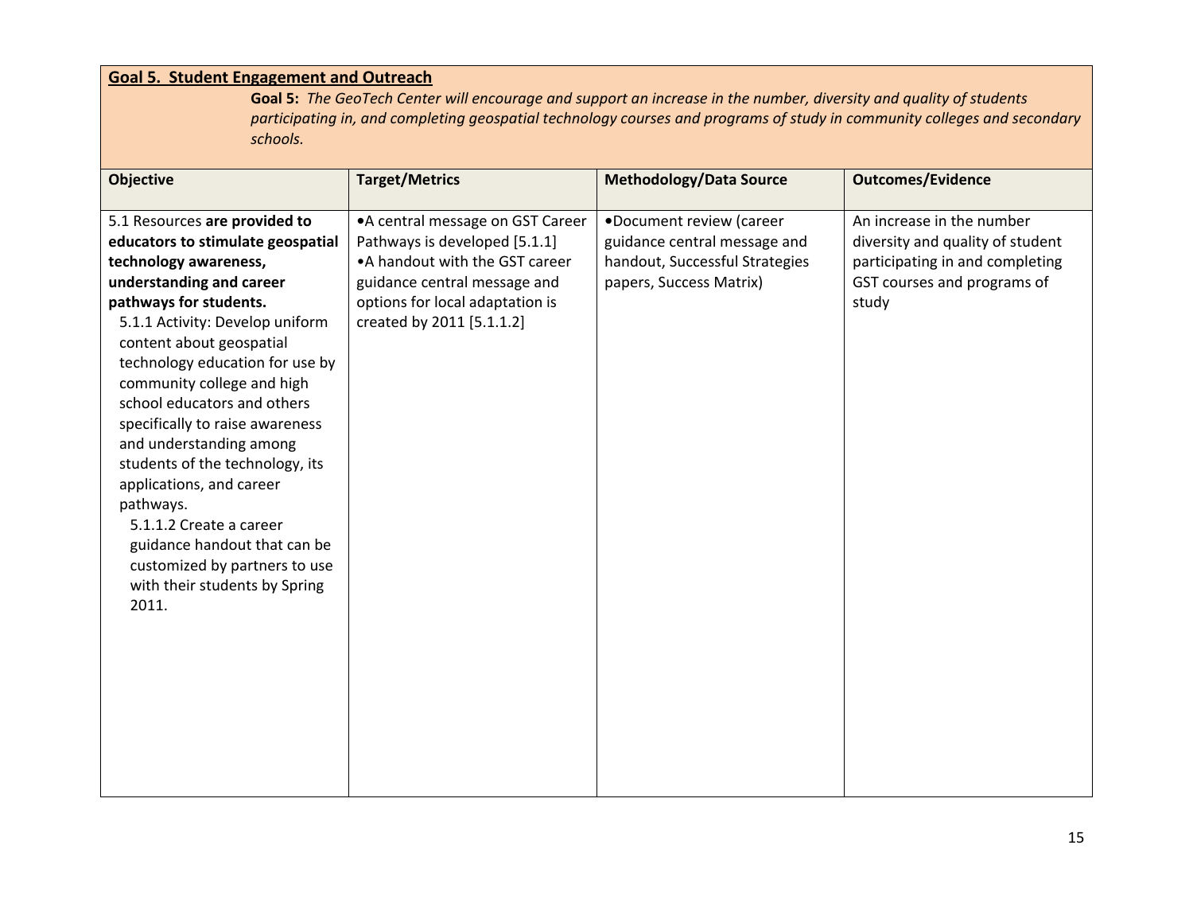## Goal 5. Student Engagement and Outreach

**Goal 5:** *The GeoTech Center will encourage and support an increase in the number, diversity and quality of students participating in, and completing geospatial technology courses and programs of study in community colleges and secondary schools.*

| Objective | Target/Metrics | Methodology/Data Source | Outcomes/Evidence |
|---|---|---|---|
| 5.1 Resources **are provided to educators to stimulate geospatial technology awareness, understanding and career pathways for students.**<br>5.1.1 Activity: Develop uniform content about geospatial technology education for use by community college and high school educators and others specifically to raise awareness and understanding among students of the technology, its applications, and career pathways.<br>5.1.1.2 Create a career guidance handout that can be customized by partners to use with their students by Spring 2011. | •A central message on GST Career Pathways is developed [5.1.1]<br>•A handout with the GST career guidance central message and options for local adaptation is created by 2011 [5.1.1.2] | •Document review (career guidance central message and handout, Successful Strategies papers, Success Matrix) | An increase in the number diversity and quality of student participating in and completing GST courses and programs of study |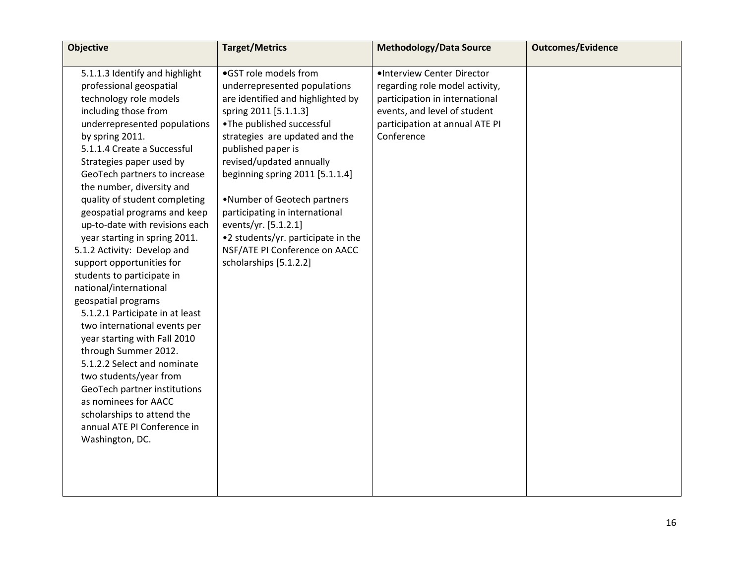| Objective | Target/Metrics | Methodology/Data Source | Outcomes/Evidence |
| --- | --- | --- | --- |
| 5.1.1.3 Identify and highlight professional geospatial technology role models including those from underrepresented populations by spring 2011.<br>5.1.1.4 Create a Successful Strategies paper used by GeoTech partners to increase the number, diversity and quality of student completing geospatial programs and keep up-to-date with revisions each year starting in spring 2011.<br>5.1.2 Activity: Develop and support opportunities for students to participate in national/international geospatial programs<br>5.1.2.1 Participate in at least two international events per year starting with Fall 2010 through Summer 2012.<br>5.1.2.2 Select and nominate two students/year from GeoTech partner institutions as nominees for AACC scholarships to attend the annual ATE PI Conference in Washington, DC. | •GST role models from underrepresented populations are identified and highlighted by spring 2011 [5.1.1.3]<br>•The published successful strategies are updated and the published paper is revised/updated annually beginning spring 2011 [5.1.1.4]<br><br>•Number of Geotech partners participating in international events/yr. [5.1.2.1]<br>•2 students/yr. participate in the NSF/ATE PI Conference on AACC scholarships [5.1.2.2] | •Interview Center Director regarding role model activity, participation in international events, and level of student participation at annual ATE PI Conference | |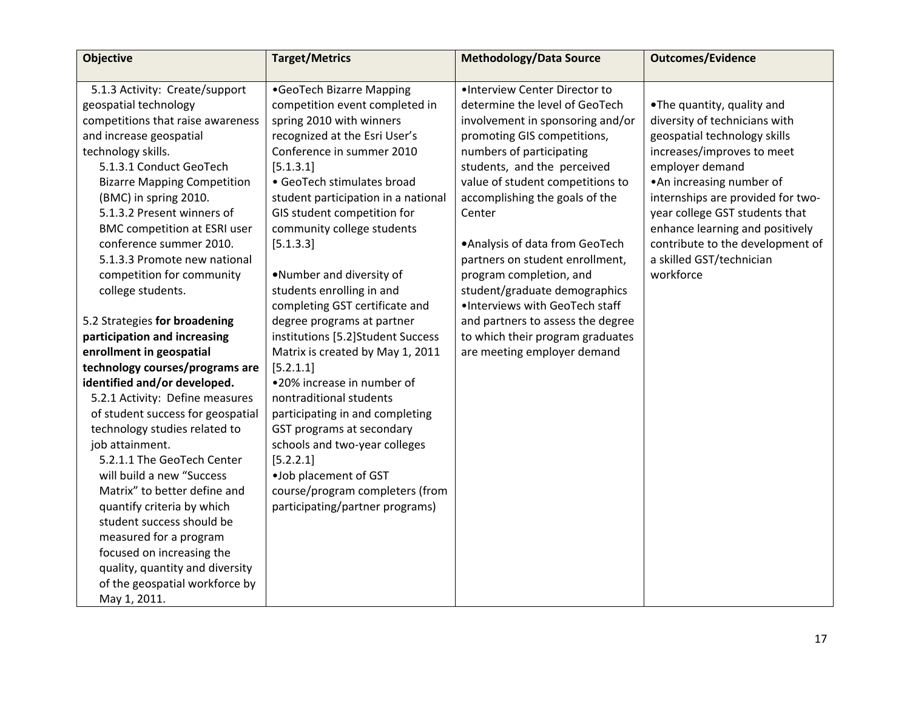| Objective | Target/Metrics | Methodology/Data Source | Outcomes/Evidence |
|---|---|---|---|
| 5.1.3 Activity: Create/support geospatial technology competitions that raise awareness and increase geospatial technology skills.<br>5.1.3.1 Conduct GeoTech Bizarre Mapping Competition (BMC) in spring 2010.<br>5.1.3.2 Present winners of BMC competition at ESRI user conference summer 2010.<br>5.1.3.3 Promote new national competition for community college students.<br><br>5.2 Strategies **for broadening participation and increasing enrollment in geospatial technology courses/programs are identified and/or developed.**<br>5.2.1 Activity: Define measures of student success for geospatial technology studies related to job attainment.<br>5.2.1.1 The GeoTech Center will build a new "Success Matrix" to better define and quantify criteria by which student success should be measured for a program focused on increasing the quality, quantity and diversity of the geospatial workforce by May 1, 2011. | •GeoTech Bizarre Mapping competition event completed in spring 2010 with winners recognized at the Esri User's Conference in summer 2010 [5.1.3.1]<br>• GeoTech stimulates broad student participation in a national GIS student competition for community college students [5.1.3.3]<br><br>•Number and diversity of students enrolling in and completing GST certificate and degree programs at partner institutions [5.2]Student Success Matrix is created by May 1, 2011 [5.2.1.1]<br>•20% increase in number of nontraditional students participating in and completing GST programs at secondary schools and two-year colleges [5.2.2.1]<br>•Job placement of GST course/program completers (from participating/partner programs) | •Interview Center Director to determine the level of GeoTech involvement in sponsoring and/or promoting GIS competitions, numbers of participating students, and the perceived value of student competitions to accomplishing the goals of the Center<br><br>•Analysis of data from GeoTech partners on student enrollment, program completion, and student/graduate demographics<br>•Interviews with GeoTech staff and partners to assess the degree to which their program graduates are meeting employer demand | •The quantity, quality and diversity of technicians with geospatial technology skills increases/improves to meet employer demand<br>•An increasing number of internships are provided for two-year college GST students that enhance learning and positively contribute to the development of a skilled GST/technician workforce |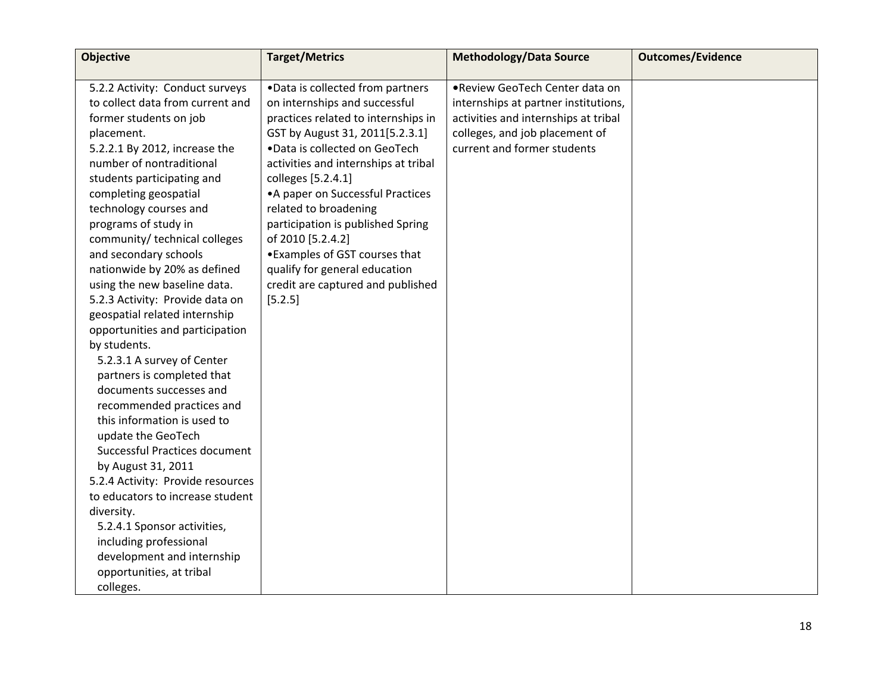| Objective | Target/Metrics | Methodology/Data Source | Outcomes/Evidence |
| --- | --- | --- | --- |
| 5.2.2 Activity: Conduct surveys to collect data from current and former students on job placement.<br>5.2.2.1 By 2012, increase the number of nontraditional students participating and completing geospatial technology courses and programs of study in community/ technical colleges and secondary schools nationwide by 20% as defined using the new baseline data.<br>5.2.3 Activity: Provide data on geospatial related internship opportunities and participation by students.<br>5.2.3.1 A survey of Center partners is completed that documents successes and recommended practices and this information is used to update the GeoTech Successful Practices document by August 31, 2011<br>5.2.4 Activity: Provide resources to educators to increase student diversity.<br>5.2.4.1 Sponsor activities, including professional development and internship opportunities, at tribal colleges. | •Data is collected from partners on internships and successful practices related to internships in GST by August 31, 2011[5.2.3.1]<br>•Data is collected on GeoTech activities and internships at tribal colleges [5.2.4.1]<br>•A paper on Successful Practices related to broadening participation is published Spring of 2010 [5.2.4.2]<br>•Examples of GST courses that qualify for general education credit are captured and published [5.2.5] | •Review GeoTech Center data on internships at partner institutions, activities and internships at tribal colleges, and job placement of current and former students | |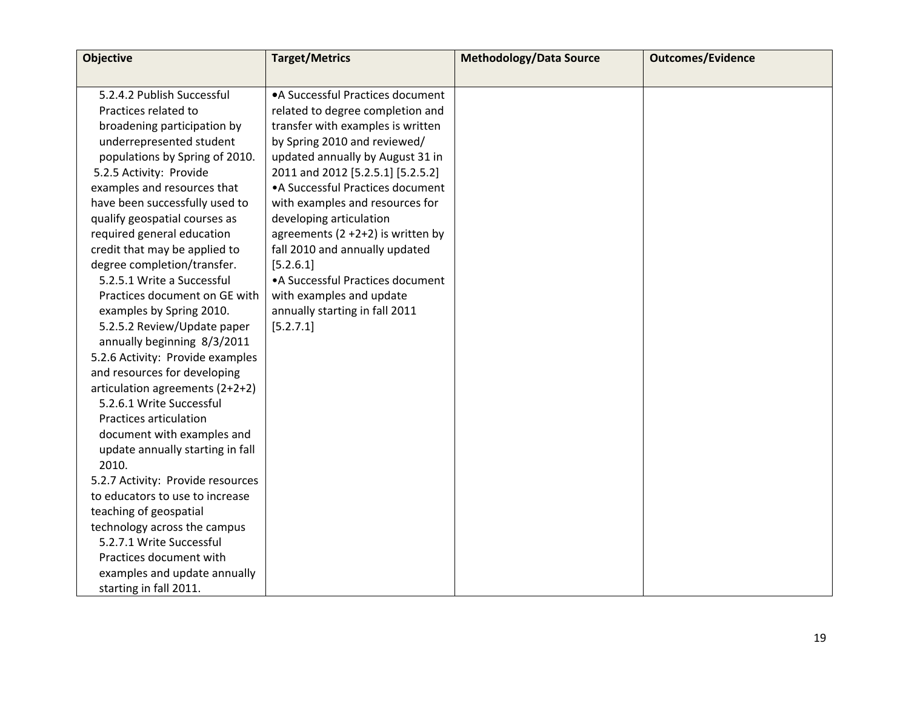| Objective | Target/Metrics | Methodology/Data Source | Outcomes/Evidence |
|---|---|---|---|
| 5.2.4.2 Publish Successful Practices related to broadening participation by underrepresented student populations by Spring of 2010.<br>5.2.5 Activity: Provide examples and resources that have been successfully used to qualify geospatial courses as required general education credit that may be applied to degree completion/transfer.<br>5.2.5.1 Write a Successful Practices document on GE with examples by Spring 2010.<br>5.2.5.2 Review/Update paper annually beginning 8/3/2011<br>5.2.6 Activity: Provide examples and resources for developing articulation agreements (2+2+2)<br>5.2.6.1 Write Successful Practices articulation document with examples and update annually starting in fall 2010.<br>5.2.7 Activity: Provide resources to educators to use to increase teaching of geospatial technology across the campus<br>5.2.7.1 Write Successful Practices document with examples and update annually starting in fall 2011. | •A Successful Practices document related to degree completion and transfer with examples is written by Spring 2010 and reviewed/ updated annually by August 31 in 2011 and 2012 [5.2.5.1] [5.2.5.2]<br>•A Successful Practices document with examples and resources for developing articulation agreements (2 +2+2) is written by fall 2010 and annually updated [5.2.6.1]<br>•A Successful Practices document with examples and update annually starting in fall 2011 [5.2.7.1] | | |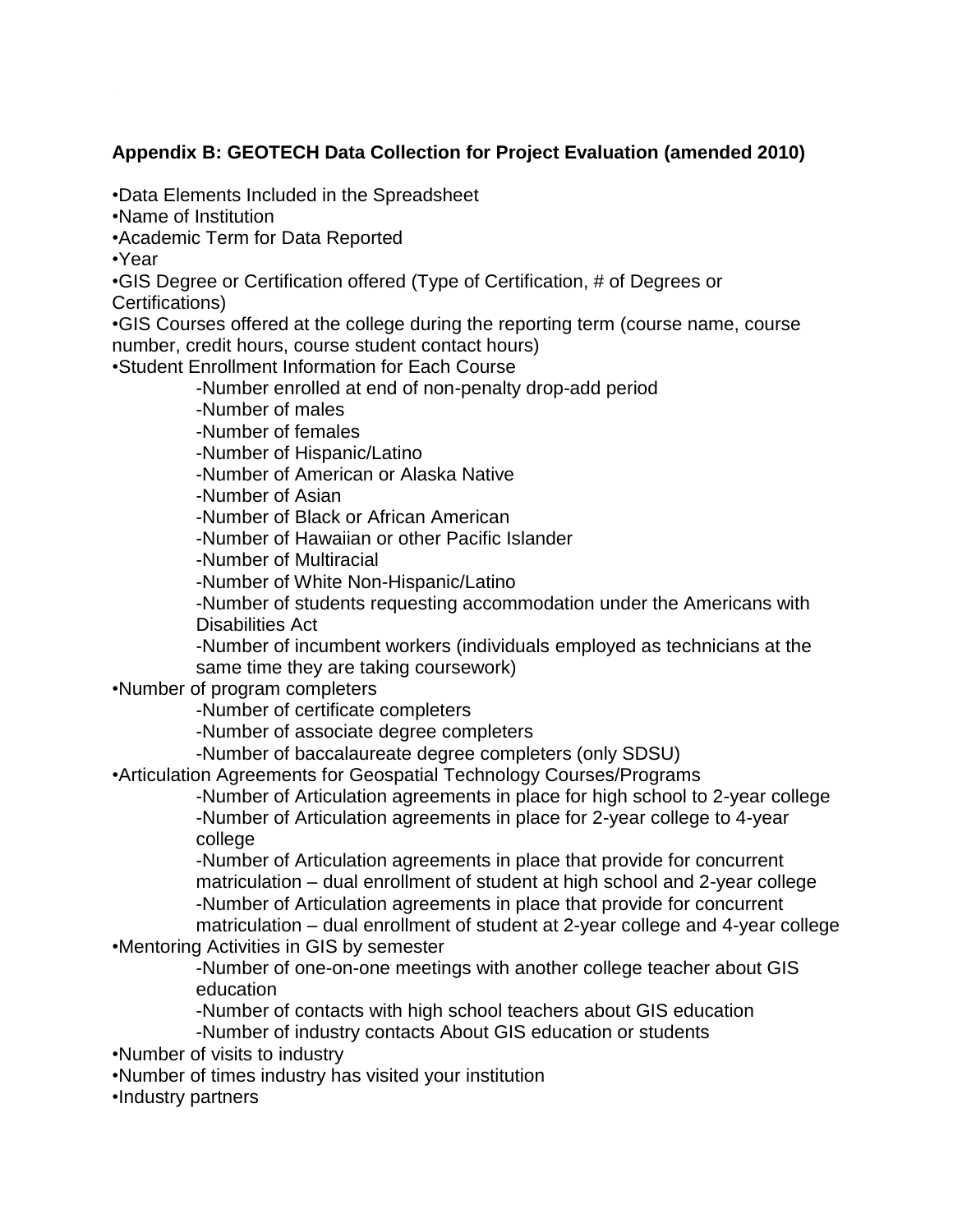**Appendix B: GEOTECH Data Collection for Project Evaluation (amended 2010)**

•Data Elements Included in the Spreadsheet
•Name of Institution
•Academic Term for Data Reported
•Year
•GIS Degree or Certification offered (Type of Certification, # of Degrees or Certifications)
•GIS Courses offered at the college during the reporting term (course name, course number, credit hours, course student contact hours)
•Student Enrollment Information for Each Course

- -Number enrolled at end of non-penalty drop-add period
- -Number of males
- -Number of females
- -Number of Hispanic/Latino
- -Number of American or Alaska Native
- -Number of Asian
- -Number of Black or African American
- -Number of Hawaiian or other Pacific Islander
- -Number of Multiracial
- -Number of White Non-Hispanic/Latino
- -Number of students requesting accommodation under the Americans with Disabilities Act
- -Number of incumbent workers (individuals employed as technicians at the same time they are taking coursework)

•Number of program completers

- -Number of certificate completers
- -Number of associate degree completers
- -Number of baccalaureate degree completers (only SDSU)

•Articulation Agreements for Geospatial Technology Courses/Programs

- -Number of Articulation agreements in place for high school to 2-year college
- -Number of Articulation agreements in place for 2-year college to 4-year college
- -Number of Articulation agreements in place that provide for concurrent matriculation – dual enrollment of student at high school and 2-year college
- -Number of Articulation agreements in place that provide for concurrent matriculation – dual enrollment of student at 2-year college and 4-year college

•Mentoring Activities in GIS by semester

- -Number of one-on-one meetings with another college teacher about GIS education
- -Number of contacts with high school teachers about GIS education
- -Number of industry contacts About GIS education or students

•Number of visits to industry
•Number of times industry has visited your institution
•Industry partners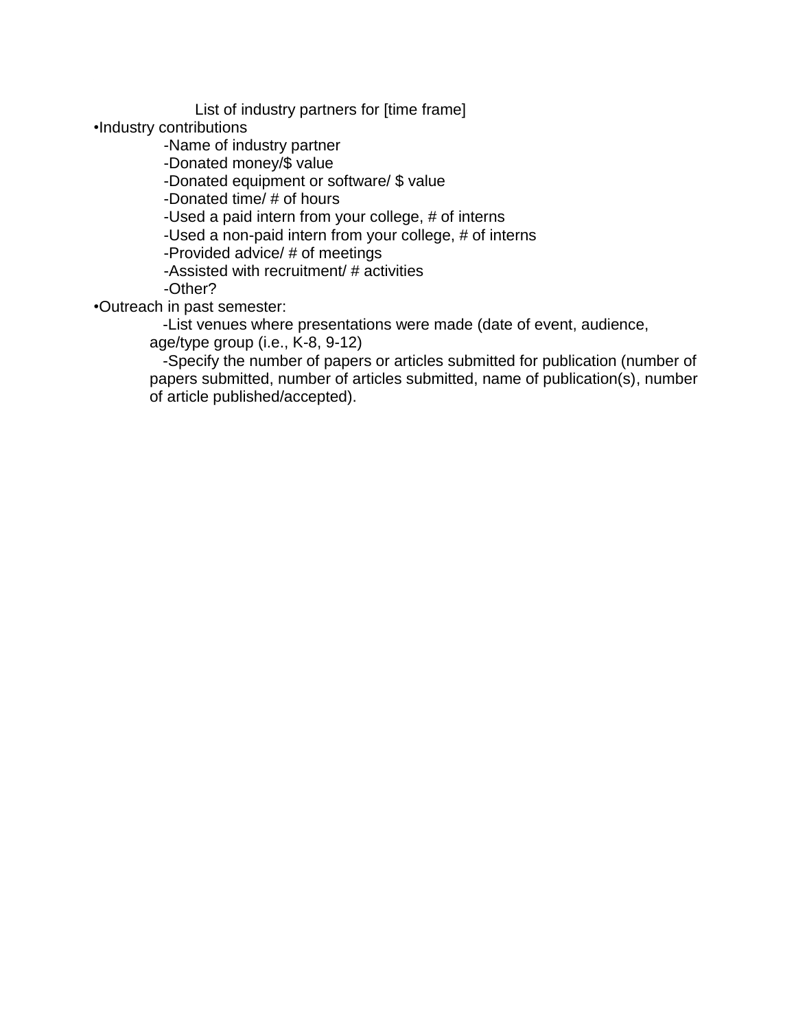List of industry partners for [time frame]

- Industry contributions
  - -Name of industry partner
  - -Donated money/$ value
  - -Donated equipment or software/ $ value
  - -Donated time/ # of hours
  - -Used a paid intern from your college, # of interns
  - -Used a non-paid intern from your college, # of interns
  - -Provided advice/ # of meetings
  - -Assisted with recruitment/ # activities
  - -Other?
- Outreach in past semester:
  - -List venues where presentations were made (date of event, audience, age/type group (i.e., K-8, 9-12)
  - -Specify the number of papers or articles submitted for publication (number of papers submitted, number of articles submitted, name of publication(s), number of article published/accepted).